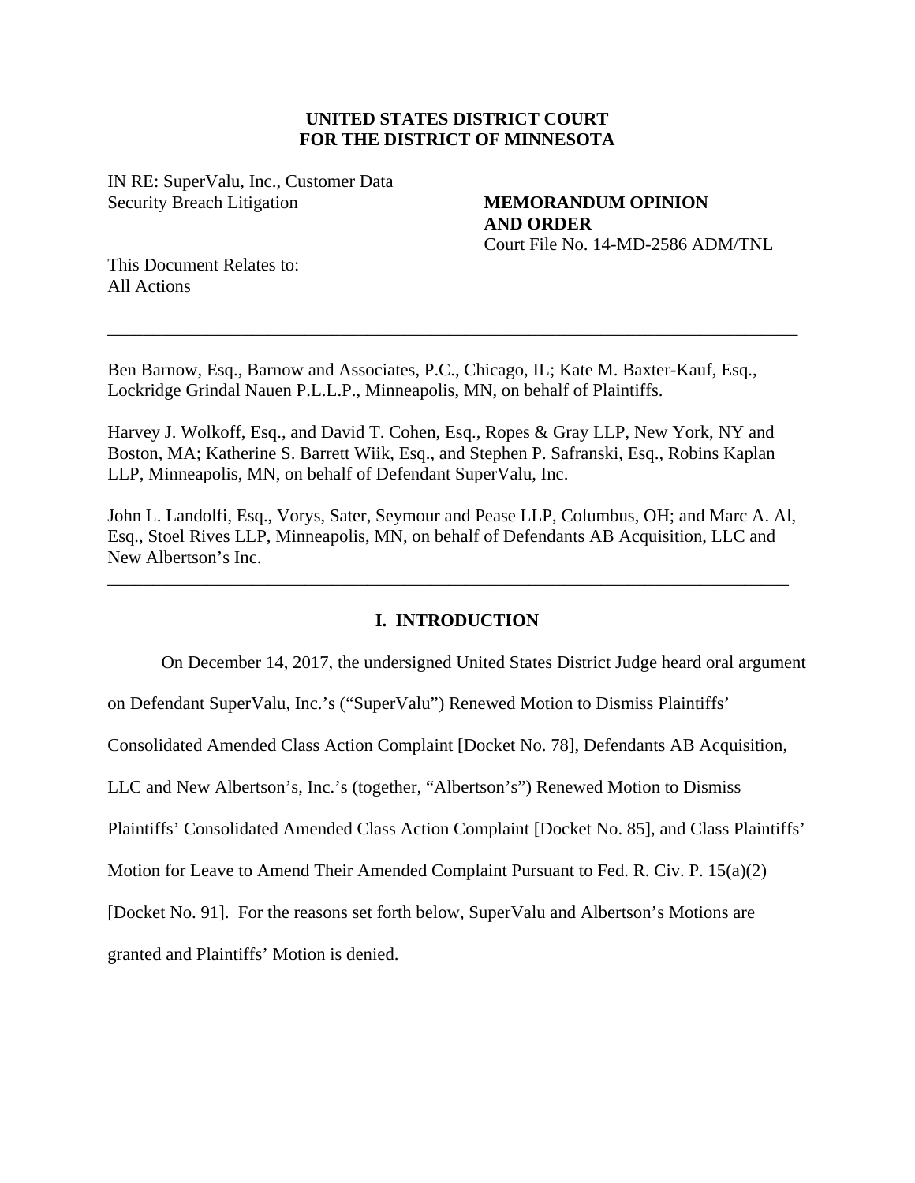**UNITED STATES DISTRICT COURT**
**FOR THE DISTRICT OF MINNESOTA**

IN RE: SuperValu, Inc., Customer Data Security Breach Litigation

**MEMORANDUM OPINION AND ORDER**
Court File No. 14-MD-2586 ADM/TNL

This Document Relates to:
All Actions

---

Ben Barnow, Esq., Barnow and Associates, P.C., Chicago, IL; Kate M. Baxter-Kauf, Esq., Lockridge Grindal Nauen P.L.L.P., Minneapolis, MN, on behalf of Plaintiffs.

Harvey J. Wolkoff, Esq., and David T. Cohen, Esq., Ropes & Gray LLP, New York, NY and Boston, MA; Katherine S. Barrett Wiik, Esq., and Stephen P. Safranski, Esq., Robins Kaplan LLP, Minneapolis, MN, on behalf of Defendant SuperValu, Inc.

John L. Landolfi, Esq., Vorys, Sater, Seymour and Pease LLP, Columbus, OH; and Marc A. Al, Esq., Stoel Rives LLP, Minneapolis, MN, on behalf of Defendants AB Acquisition, LLC and New Albertson's Inc.

---

## I. INTRODUCTION

On December 14, 2017, the undersigned United States District Judge heard oral argument on Defendant SuperValu, Inc.'s ("SuperValu") Renewed Motion to Dismiss Plaintiffs' Consolidated Amended Class Action Complaint [Docket No. 78], Defendants AB Acquisition, LLC and New Albertson's, Inc.'s (together, "Albertson's") Renewed Motion to Dismiss Plaintiffs' Consolidated Amended Class Action Complaint [Docket No. 85], and Class Plaintiffs' Motion for Leave to Amend Their Amended Complaint Pursuant to Fed. R. Civ. P. 15(a)(2) [Docket No. 91]. For the reasons set forth below, SuperValu and Albertson's Motions are granted and Plaintiffs' Motion is denied.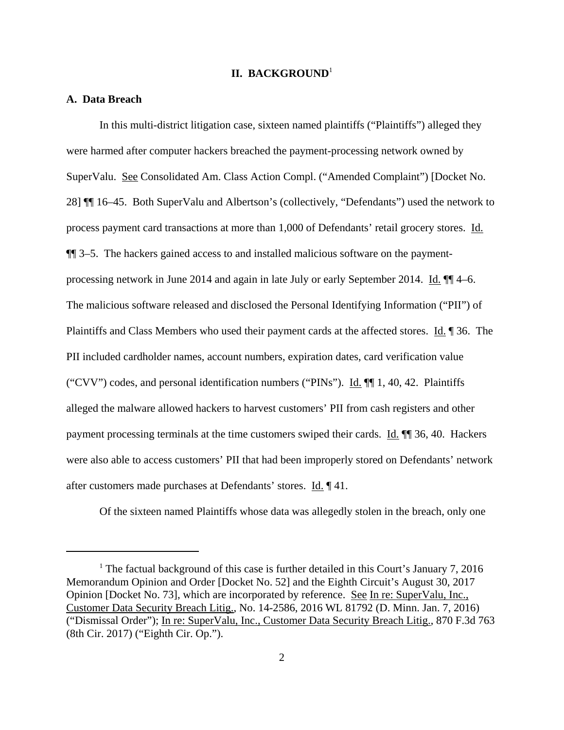## II. BACKGROUND[1]

### A. Data Breach

In this multi-district litigation case, sixteen named plaintiffs ("Plaintiffs") alleged they were harmed after computer hackers breached the payment-processing network owned by SuperValu. See Consolidated Am. Class Action Compl. ("Amended Complaint") [Docket No. 28] ¶¶ 16–45. Both SuperValu and Albertson's (collectively, "Defendants") used the network to process payment card transactions at more than 1,000 of Defendants' retail grocery stores. Id. ¶¶ 3–5. The hackers gained access to and installed malicious software on the payment-processing network in June 2014 and again in late July or early September 2014. Id. ¶¶ 4–6. The malicious software released and disclosed the Personal Identifying Information ("PII") of Plaintiffs and Class Members who used their payment cards at the affected stores. Id. ¶ 36. The PII included cardholder names, account numbers, expiration dates, card verification value ("CVV") codes, and personal identification numbers ("PINs"). Id. ¶¶ 1, 40, 42. Plaintiffs alleged the malware allowed hackers to harvest customers' PII from cash registers and other payment processing terminals at the time customers swiped their cards. Id. ¶¶ 36, 40. Hackers were also able to access customers' PII that had been improperly stored on Defendants' network after customers made purchases at Defendants' stores. Id. ¶ 41.

Of the sixteen named Plaintiffs whose data was allegedly stolen in the breach, only one

---

[1] The factual background of this case is further detailed in this Court's January 7, 2016 Memorandum Opinion and Order [Docket No. 52] and the Eighth Circuit's August 30, 2017 Opinion [Docket No. 73], which are incorporated by reference. See In re: SuperValu, Inc., Customer Data Security Breach Litig., No. 14-2586, 2016 WL 81792 (D. Minn. Jan. 7, 2016) ("Dismissal Order"); In re: SuperValu, Inc., Customer Data Security Breach Litig., 870 F.3d 763 (8th Cir. 2017) ("Eighth Cir. Op.").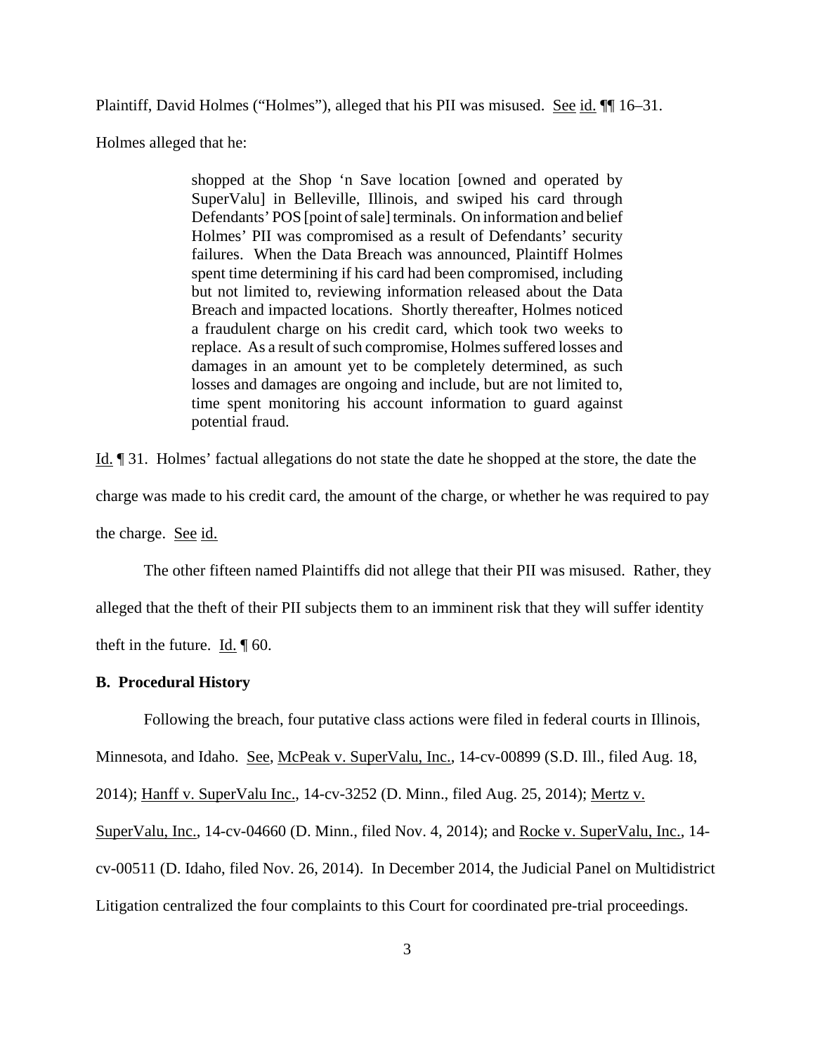Plaintiff, David Holmes ("Holmes"), alleged that his PII was misused. See id. ¶¶ 16–31.

Holmes alleged that he:

> shopped at the Shop 'n Save location [owned and operated by SuperValu] in Belleville, Illinois, and swiped his card through Defendants' POS [point of sale] terminals. On information and belief Holmes' PII was compromised as a result of Defendants' security failures. When the Data Breach was announced, Plaintiff Holmes spent time determining if his card had been compromised, including but not limited to, reviewing information released about the Data Breach and impacted locations. Shortly thereafter, Holmes noticed a fraudulent charge on his credit card, which took two weeks to replace. As a result of such compromise, Holmes suffered losses and damages in an amount yet to be completely determined, as such losses and damages are ongoing and include, but are not limited to, time spent monitoring his account information to guard against potential fraud.

Id. ¶ 31. Holmes' factual allegations do not state the date he shopped at the store, the date the charge was made to his credit card, the amount of the charge, or whether he was required to pay the charge. See id.

The other fifteen named Plaintiffs did not allege that their PII was misused. Rather, they alleged that the theft of their PII subjects them to an imminent risk that they will suffer identity theft in the future. Id. ¶ 60.

**B. Procedural History**

Following the breach, four putative class actions were filed in federal courts in Illinois, Minnesota, and Idaho. See, McPeak v. SuperValu, Inc., 14-cv-00899 (S.D. Ill., filed Aug. 18, 2014); Hanff v. SuperValu Inc., 14-cv-3252 (D. Minn., filed Aug. 25, 2014); Mertz v. SuperValu, Inc., 14-cv-04660 (D. Minn., filed Nov. 4, 2014); and Rocke v. SuperValu, Inc., 14-cv-00511 (D. Idaho, filed Nov. 26, 2014). In December 2014, the Judicial Panel on Multidistrict Litigation centralized the four complaints to this Court for coordinated pre-trial proceedings.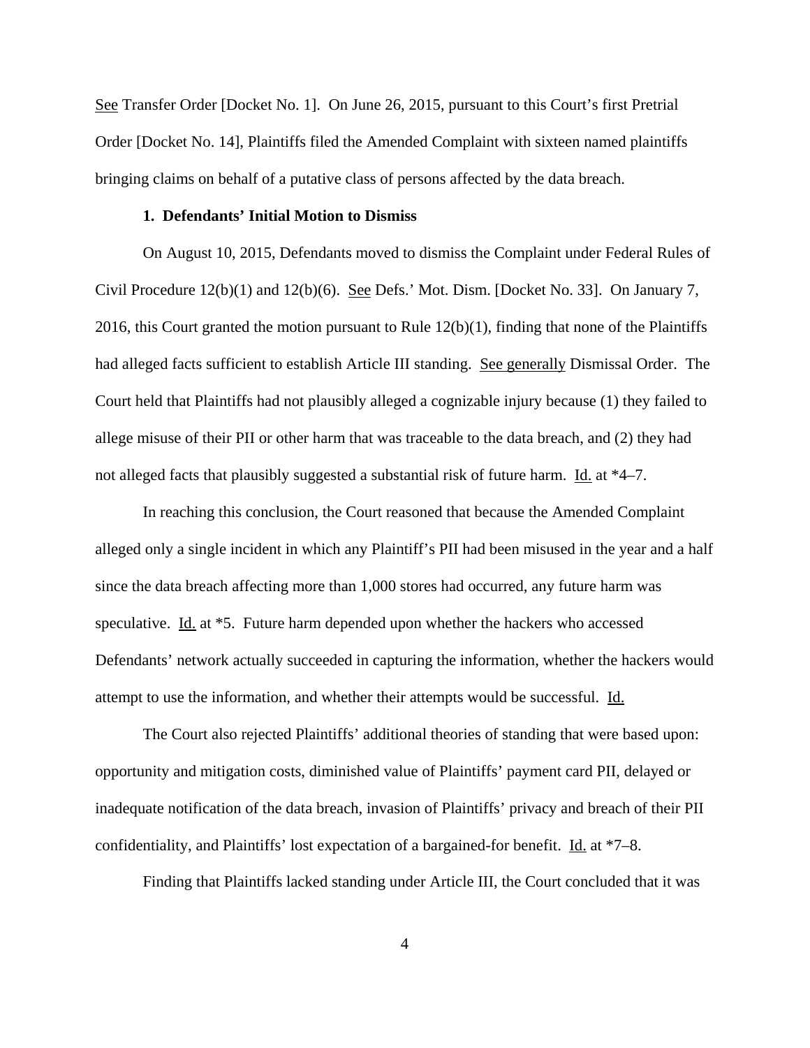See Transfer Order [Docket No. 1]. On June 26, 2015, pursuant to this Court's first Pretrial Order [Docket No. 14], Plaintiffs filed the Amended Complaint with sixteen named plaintiffs bringing claims on behalf of a putative class of persons affected by the data breach.

### 1. Defendants' Initial Motion to Dismiss

On August 10, 2015, Defendants moved to dismiss the Complaint under Federal Rules of Civil Procedure 12(b)(1) and 12(b)(6). See Defs.' Mot. Dism. [Docket No. 33]. On January 7, 2016, this Court granted the motion pursuant to Rule 12(b)(1), finding that none of the Plaintiffs had alleged facts sufficient to establish Article III standing. See generally Dismissal Order. The Court held that Plaintiffs had not plausibly alleged a cognizable injury because (1) they failed to allege misuse of their PII or other harm that was traceable to the data breach, and (2) they had not alleged facts that plausibly suggested a substantial risk of future harm. Id. at *4–7.

In reaching this conclusion, the Court reasoned that because the Amended Complaint alleged only a single incident in which any Plaintiff's PII had been misused in the year and a half since the data breach affecting more than 1,000 stores had occurred, any future harm was speculative. Id. at *5. Future harm depended upon whether the hackers who accessed Defendants' network actually succeeded in capturing the information, whether the hackers would attempt to use the information, and whether their attempts would be successful. Id.

The Court also rejected Plaintiffs' additional theories of standing that were based upon: opportunity and mitigation costs, diminished value of Plaintiffs' payment card PII, delayed or inadequate notification of the data breach, invasion of Plaintiffs' privacy and breach of their PII confidentiality, and Plaintiffs' lost expectation of a bargained-for benefit. Id. at *7–8.

Finding that Plaintiffs lacked standing under Article III, the Court concluded that it was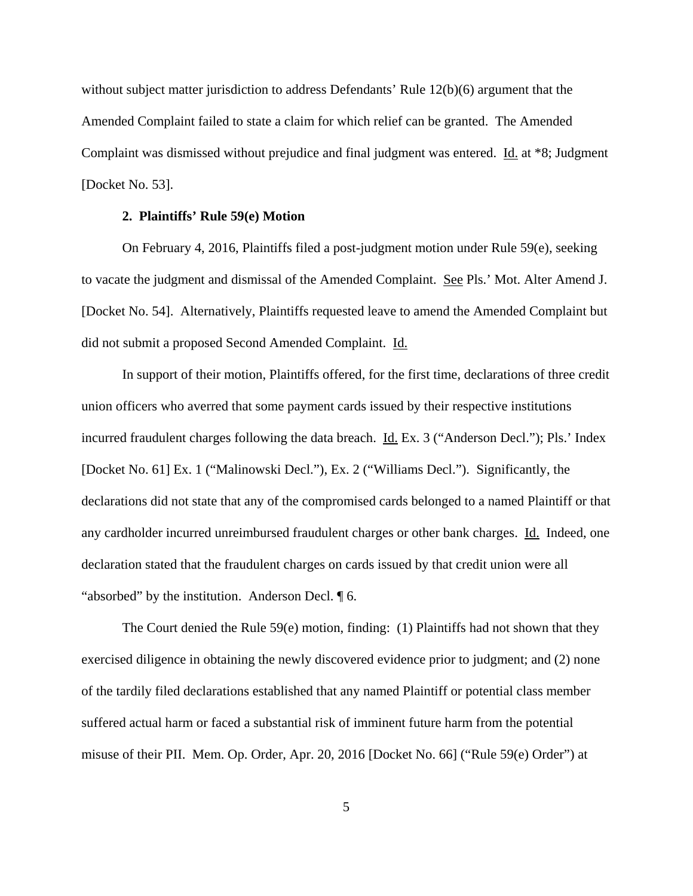without subject matter jurisdiction to address Defendants' Rule 12(b)(6) argument that the Amended Complaint failed to state a claim for which relief can be granted. The Amended Complaint was dismissed without prejudice and final judgment was entered. Id. at *8; Judgment [Docket No. 53].

**2. Plaintiffs' Rule 59(e) Motion**

On February 4, 2016, Plaintiffs filed a post-judgment motion under Rule 59(e), seeking to vacate the judgment and dismissal of the Amended Complaint. See Pls.' Mot. Alter Amend J. [Docket No. 54]. Alternatively, Plaintiffs requested leave to amend the Amended Complaint but did not submit a proposed Second Amended Complaint. Id.

In support of their motion, Plaintiffs offered, for the first time, declarations of three credit union officers who averred that some payment cards issued by their respective institutions incurred fraudulent charges following the data breach. Id. Ex. 3 ("Anderson Decl."); Pls.' Index [Docket No. 61] Ex. 1 ("Malinowski Decl."), Ex. 2 ("Williams Decl."). Significantly, the declarations did not state that any of the compromised cards belonged to a named Plaintiff or that any cardholder incurred unreimbursed fraudulent charges or other bank charges. Id. Indeed, one declaration stated that the fraudulent charges on cards issued by that credit union were all "absorbed" by the institution. Anderson Decl. ¶ 6.

The Court denied the Rule 59(e) motion, finding: (1) Plaintiffs had not shown that they exercised diligence in obtaining the newly discovered evidence prior to judgment; and (2) none of the tardily filed declarations established that any named Plaintiff or potential class member suffered actual harm or faced a substantial risk of imminent future harm from the potential misuse of their PII. Mem. Op. Order, Apr. 20, 2016 [Docket No. 66] ("Rule 59(e) Order") at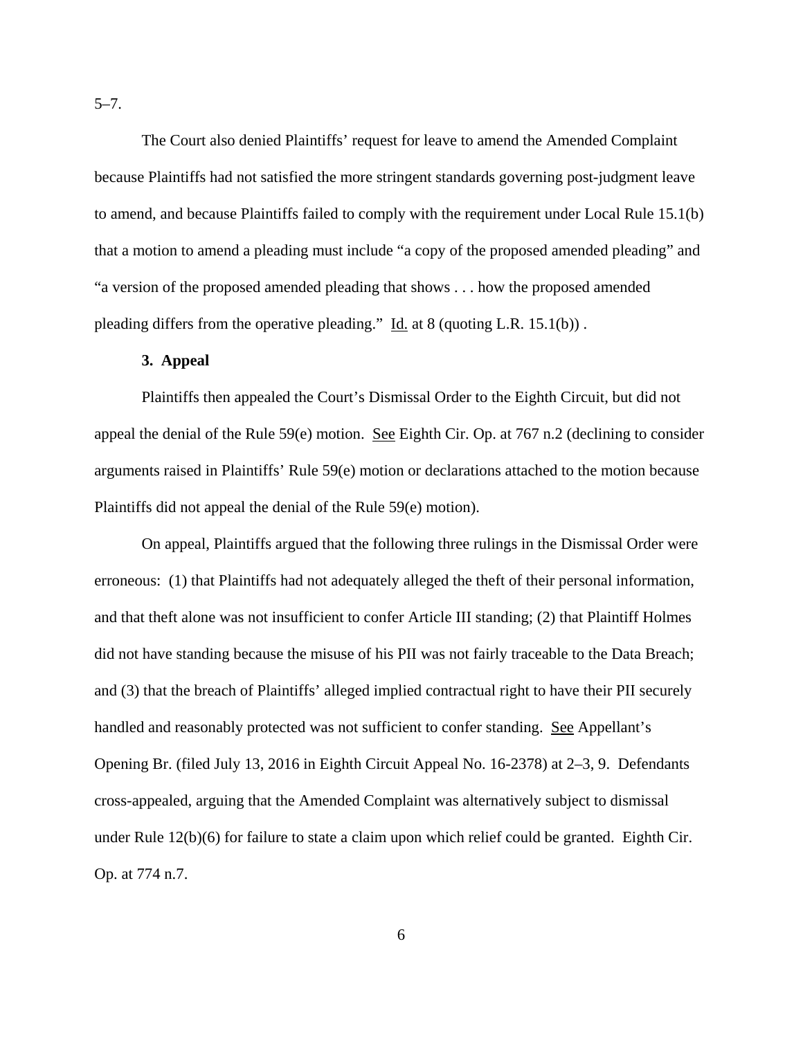5–7.

The Court also denied Plaintiffs' request for leave to amend the Amended Complaint because Plaintiffs had not satisfied the more stringent standards governing post-judgment leave to amend, and because Plaintiffs failed to comply with the requirement under Local Rule 15.1(b) that a motion to amend a pleading must include "a copy of the proposed amended pleading" and "a version of the proposed amended pleading that shows . . . how the proposed amended pleading differs from the operative pleading." Id. at 8 (quoting L.R. 15.1(b)) .

**3. Appeal**

Plaintiffs then appealed the Court's Dismissal Order to the Eighth Circuit, but did not appeal the denial of the Rule 59(e) motion. See Eighth Cir. Op. at 767 n.2 (declining to consider arguments raised in Plaintiffs' Rule 59(e) motion or declarations attached to the motion because Plaintiffs did not appeal the denial of the Rule 59(e) motion).

On appeal, Plaintiffs argued that the following three rulings in the Dismissal Order were erroneous: (1) that Plaintiffs had not adequately alleged the theft of their personal information, and that theft alone was not insufficient to confer Article III standing; (2) that Plaintiff Holmes did not have standing because the misuse of his PII was not fairly traceable to the Data Breach; and (3) that the breach of Plaintiffs' alleged implied contractual right to have their PII securely handled and reasonably protected was not sufficient to confer standing. See Appellant's Opening Br. (filed July 13, 2016 in Eighth Circuit Appeal No. 16-2378) at 2–3, 9. Defendants cross-appealed, arguing that the Amended Complaint was alternatively subject to dismissal under Rule 12(b)(6) for failure to state a claim upon which relief could be granted. Eighth Cir. Op. at 774 n.7.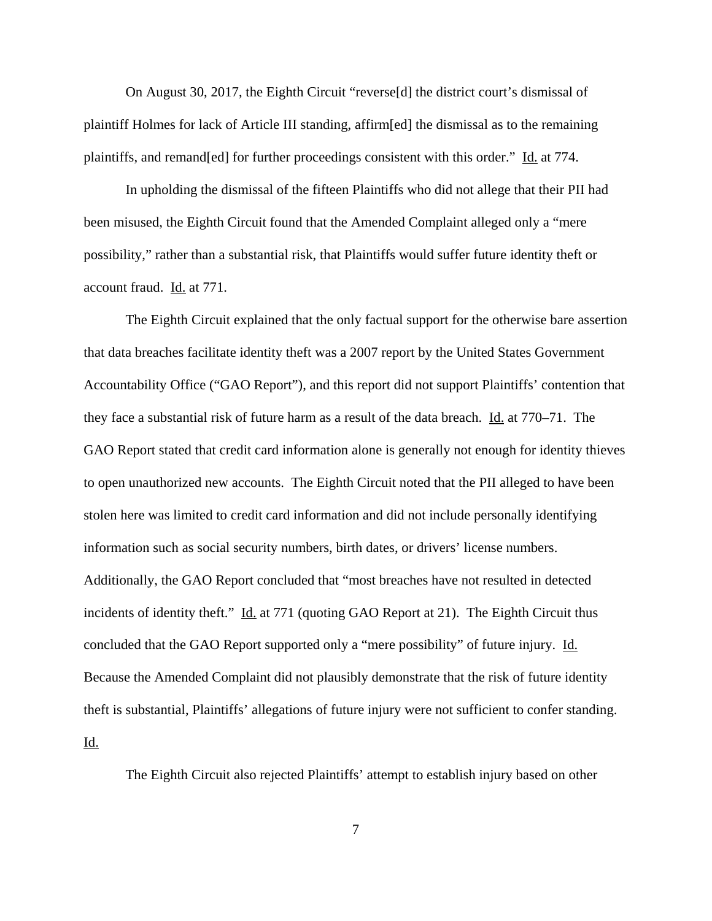On August 30, 2017, the Eighth Circuit "reverse[d] the district court's dismissal of plaintiff Holmes for lack of Article III standing, affirm[ed] the dismissal as to the remaining plaintiffs, and remand[ed] for further proceedings consistent with this order." Id. at 774.

In upholding the dismissal of the fifteen Plaintiffs who did not allege that their PII had been misused, the Eighth Circuit found that the Amended Complaint alleged only a "mere possibility," rather than a substantial risk, that Plaintiffs would suffer future identity theft or account fraud. Id. at 771.

The Eighth Circuit explained that the only factual support for the otherwise bare assertion that data breaches facilitate identity theft was a 2007 report by the United States Government Accountability Office ("GAO Report"), and this report did not support Plaintiffs' contention that they face a substantial risk of future harm as a result of the data breach. Id. at 770–71. The GAO Report stated that credit card information alone is generally not enough for identity thieves to open unauthorized new accounts. The Eighth Circuit noted that the PII alleged to have been stolen here was limited to credit card information and did not include personally identifying information such as social security numbers, birth dates, or drivers' license numbers. Additionally, the GAO Report concluded that "most breaches have not resulted in detected incidents of identity theft." Id. at 771 (quoting GAO Report at 21). The Eighth Circuit thus concluded that the GAO Report supported only a "mere possibility" of future injury. Id. Because the Amended Complaint did not plausibly demonstrate that the risk of future identity theft is substantial, Plaintiffs' allegations of future injury were not sufficient to confer standing. Id.

The Eighth Circuit also rejected Plaintiffs' attempt to establish injury based on other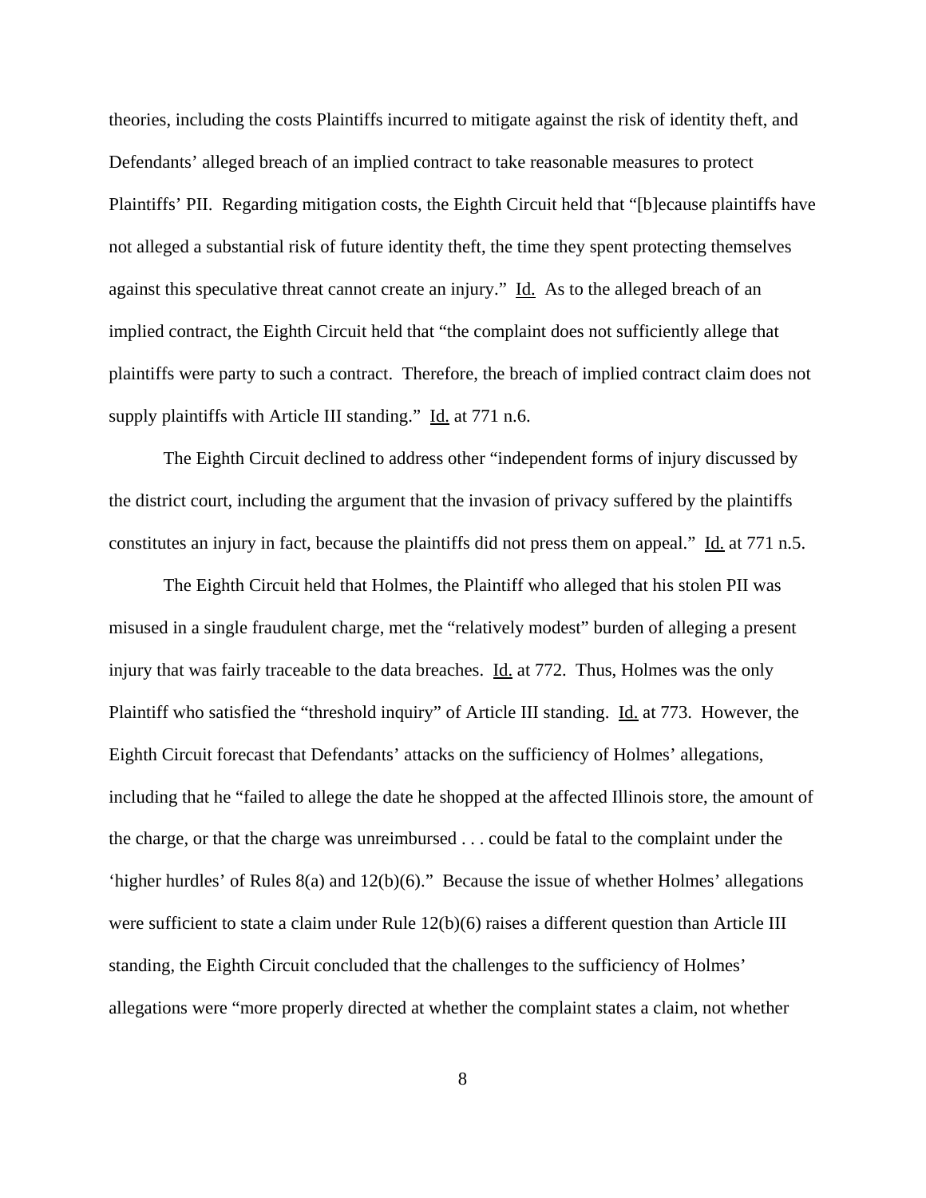theories, including the costs Plaintiffs incurred to mitigate against the risk of identity theft, and Defendants' alleged breach of an implied contract to take reasonable measures to protect Plaintiffs' PII. Regarding mitigation costs, the Eighth Circuit held that "[b]ecause plaintiffs have not alleged a substantial risk of future identity theft, the time they spent protecting themselves against this speculative threat cannot create an injury." Id. As to the alleged breach of an implied contract, the Eighth Circuit held that "the complaint does not sufficiently allege that plaintiffs were party to such a contract. Therefore, the breach of implied contract claim does not supply plaintiffs with Article III standing." Id. at 771 n.6.

The Eighth Circuit declined to address other "independent forms of injury discussed by the district court, including the argument that the invasion of privacy suffered by the plaintiffs constitutes an injury in fact, because the plaintiffs did not press them on appeal." Id. at 771 n.5.

The Eighth Circuit held that Holmes, the Plaintiff who alleged that his stolen PII was misused in a single fraudulent charge, met the "relatively modest" burden of alleging a present injury that was fairly traceable to the data breaches. Id. at 772. Thus, Holmes was the only Plaintiff who satisfied the "threshold inquiry" of Article III standing. Id. at 773. However, the Eighth Circuit forecast that Defendants' attacks on the sufficiency of Holmes' allegations, including that he "failed to allege the date he shopped at the affected Illinois store, the amount of the charge, or that the charge was unreimbursed . . . could be fatal to the complaint under the 'higher hurdles' of Rules 8(a) and 12(b)(6)." Because the issue of whether Holmes' allegations were sufficient to state a claim under Rule 12(b)(6) raises a different question than Article III standing, the Eighth Circuit concluded that the challenges to the sufficiency of Holmes' allegations were "more properly directed at whether the complaint states a claim, not whether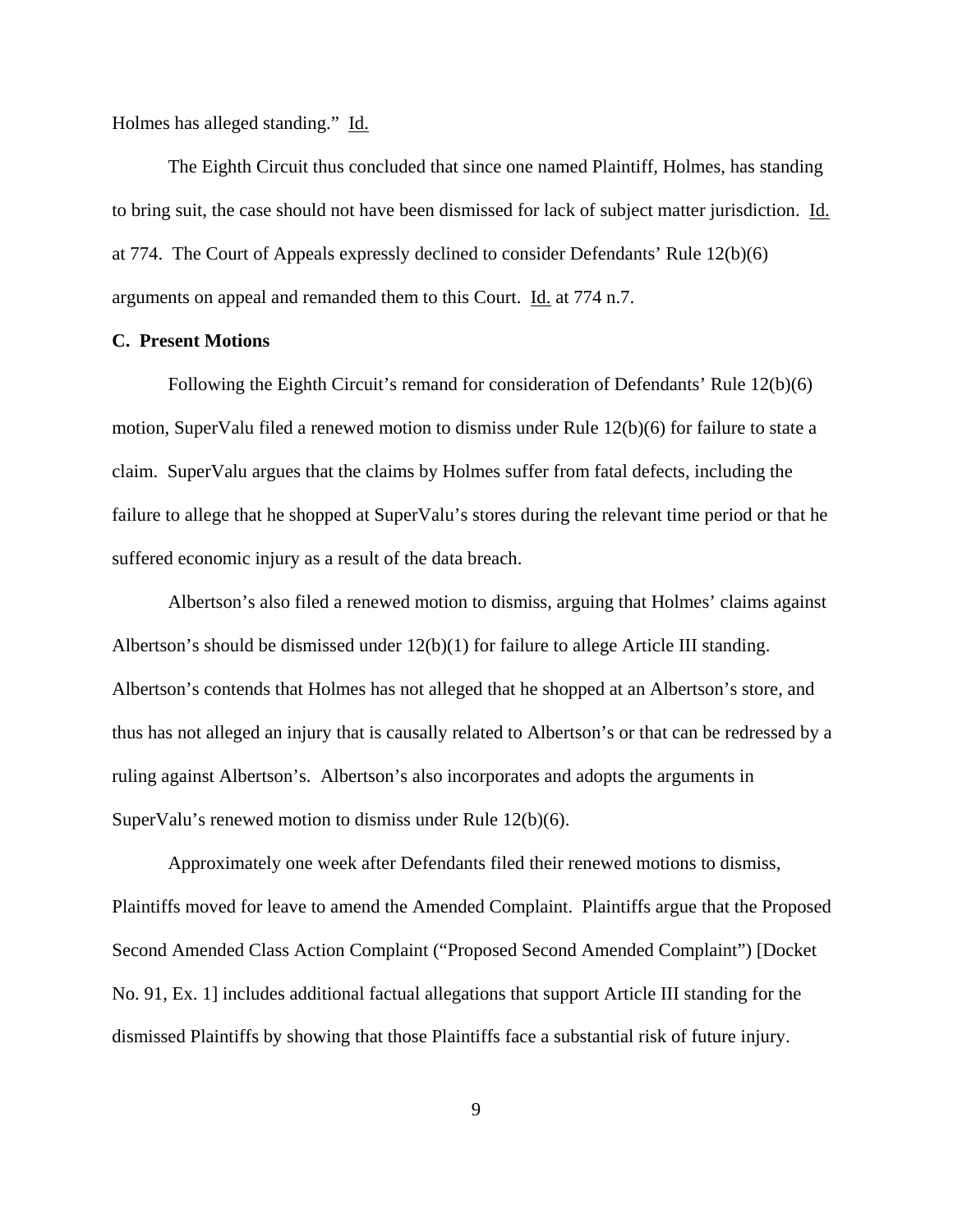Holmes has alleged standing." Id.

The Eighth Circuit thus concluded that since one named Plaintiff, Holmes, has standing to bring suit, the case should not have been dismissed for lack of subject matter jurisdiction. Id. at 774. The Court of Appeals expressly declined to consider Defendants' Rule 12(b)(6) arguments on appeal and remanded them to this Court. Id. at 774 n.7.

**C. Present Motions**

Following the Eighth Circuit's remand for consideration of Defendants' Rule 12(b)(6) motion, SuperValu filed a renewed motion to dismiss under Rule 12(b)(6) for failure to state a claim. SuperValu argues that the claims by Holmes suffer from fatal defects, including the failure to allege that he shopped at SuperValu's stores during the relevant time period or that he suffered economic injury as a result of the data breach.

Albertson's also filed a renewed motion to dismiss, arguing that Holmes' claims against Albertson's should be dismissed under 12(b)(1) for failure to allege Article III standing. Albertson's contends that Holmes has not alleged that he shopped at an Albertson's store, and thus has not alleged an injury that is causally related to Albertson's or that can be redressed by a ruling against Albertson's. Albertson's also incorporates and adopts the arguments in SuperValu's renewed motion to dismiss under Rule 12(b)(6).

Approximately one week after Defendants filed their renewed motions to dismiss, Plaintiffs moved for leave to amend the Amended Complaint. Plaintiffs argue that the Proposed Second Amended Class Action Complaint ("Proposed Second Amended Complaint") [Docket No. 91, Ex. 1] includes additional factual allegations that support Article III standing for the dismissed Plaintiffs by showing that those Plaintiffs face a substantial risk of future injury.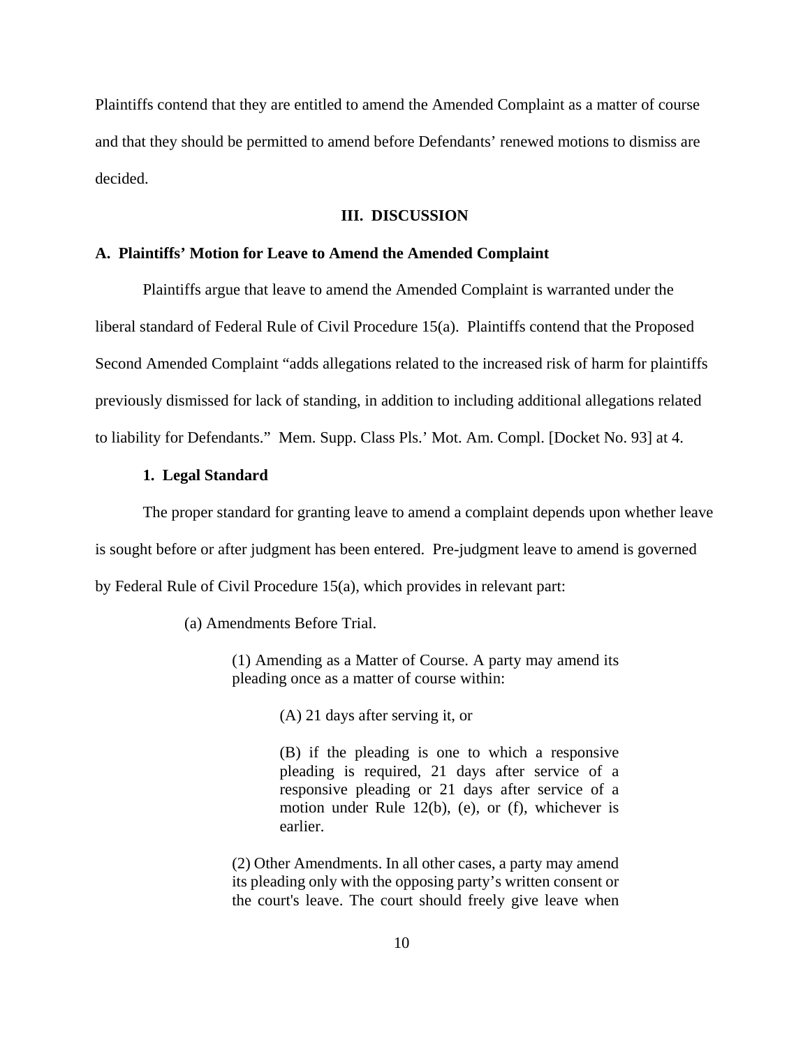Plaintiffs contend that they are entitled to amend the Amended Complaint as a matter of course and that they should be permitted to amend before Defendants' renewed motions to dismiss are decided.

## III. DISCUSSION

### A. Plaintiffs' Motion for Leave to Amend the Amended Complaint

Plaintiffs argue that leave to amend the Amended Complaint is warranted under the liberal standard of Federal Rule of Civil Procedure 15(a). Plaintiffs contend that the Proposed Second Amended Complaint "adds allegations related to the increased risk of harm for plaintiffs previously dismissed for lack of standing, in addition to including additional allegations related to liability for Defendants." Mem. Supp. Class Pls.' Mot. Am. Compl. [Docket No. 93] at 4.

#### 1. Legal Standard

The proper standard for granting leave to amend a complaint depends upon whether leave is sought before or after judgment has been entered. Pre-judgment leave to amend is governed by Federal Rule of Civil Procedure 15(a), which provides in relevant part:

> (a) Amendments Before Trial.
>
> > (1) Amending as a Matter of Course. A party may amend its pleading once as a matter of course within:
> >
> > > (A) 21 days after serving it, or
> > >
> > > (B) if the pleading is one to which a responsive pleading is required, 21 days after service of a responsive pleading or 21 days after service of a motion under Rule 12(b), (e), or (f), whichever is earlier.
> >
> > (2) Other Amendments. In all other cases, a party may amend its pleading only with the opposing party's written consent or the court's leave. The court should freely give leave when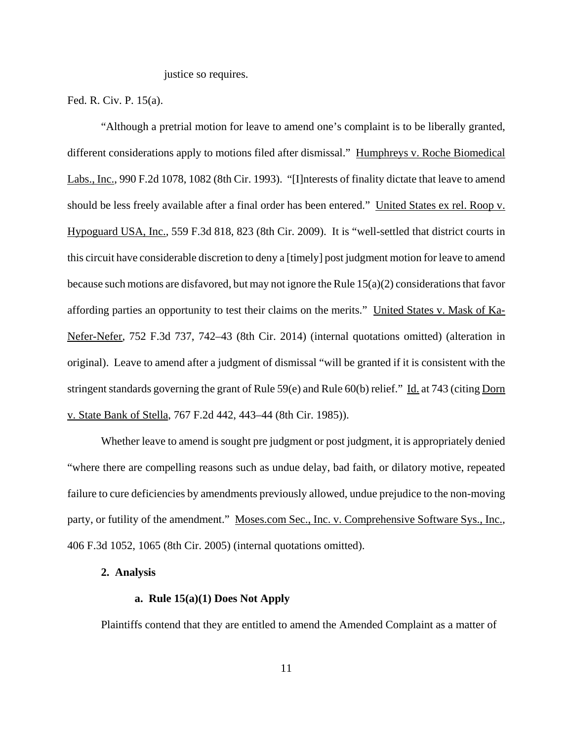justice so requires.

Fed. R. Civ. P. 15(a).

"Although a pretrial motion for leave to amend one's complaint is to be liberally granted, different considerations apply to motions filed after dismissal." Humphreys v. Roche Biomedical Labs., Inc., 990 F.2d 1078, 1082 (8th Cir. 1993). "[I]nterests of finality dictate that leave to amend should be less freely available after a final order has been entered." United States ex rel. Roop v. Hypoguard USA, Inc., 559 F.3d 818, 823 (8th Cir. 2009). It is "well-settled that district courts in this circuit have considerable discretion to deny a [timely] post judgment motion for leave to amend because such motions are disfavored, but may not ignore the Rule 15(a)(2) considerations that favor affording parties an opportunity to test their claims on the merits." United States v. Mask of Ka-Nefer-Nefer, 752 F.3d 737, 742–43 (8th Cir. 2014) (internal quotations omitted) (alteration in original). Leave to amend after a judgment of dismissal "will be granted if it is consistent with the stringent standards governing the grant of Rule 59(e) and Rule 60(b) relief." Id. at 743 (citing Dorn v. State Bank of Stella, 767 F.2d 442, 443–44 (8th Cir. 1985)).

Whether leave to amend is sought pre judgment or post judgment, it is appropriately denied "where there are compelling reasons such as undue delay, bad faith, or dilatory motive, repeated failure to cure deficiencies by amendments previously allowed, undue prejudice to the non-moving party, or futility of the amendment." Moses.com Sec., Inc. v. Comprehensive Software Sys., Inc., 406 F.3d 1052, 1065 (8th Cir. 2005) (internal quotations omitted).

**2. Analysis**

**a. Rule 15(a)(1) Does Not Apply**

Plaintiffs contend that they are entitled to amend the Amended Complaint as a matter of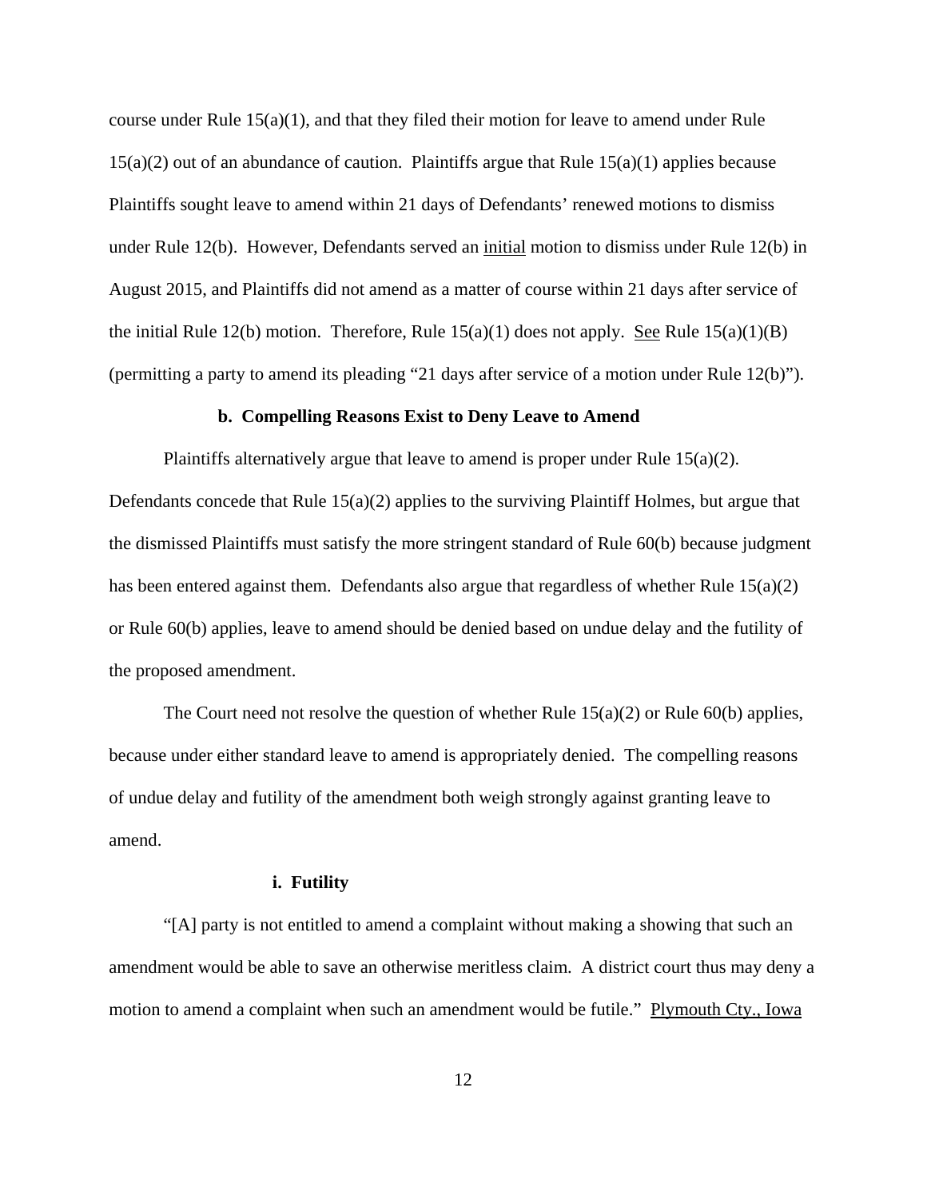course under Rule 15(a)(1), and that they filed their motion for leave to amend under Rule 15(a)(2) out of an abundance of caution. Plaintiffs argue that Rule 15(a)(1) applies because Plaintiffs sought leave to amend within 21 days of Defendants' renewed motions to dismiss under Rule 12(b). However, Defendants served an initial motion to dismiss under Rule 12(b) in August 2015, and Plaintiffs did not amend as a matter of course within 21 days after service of the initial Rule 12(b) motion. Therefore, Rule 15(a)(1) does not apply. See Rule 15(a)(1)(B) (permitting a party to amend its pleading "21 days after service of a motion under Rule 12(b)").

**b. Compelling Reasons Exist to Deny Leave to Amend**

Plaintiffs alternatively argue that leave to amend is proper under Rule 15(a)(2). Defendants concede that Rule 15(a)(2) applies to the surviving Plaintiff Holmes, but argue that the dismissed Plaintiffs must satisfy the more stringent standard of Rule 60(b) because judgment has been entered against them. Defendants also argue that regardless of whether Rule 15(a)(2) or Rule 60(b) applies, leave to amend should be denied based on undue delay and the futility of the proposed amendment.

The Court need not resolve the question of whether Rule 15(a)(2) or Rule 60(b) applies, because under either standard leave to amend is appropriately denied. The compelling reasons of undue delay and futility of the amendment both weigh strongly against granting leave to amend.

**i. Futility**

"[A] party is not entitled to amend a complaint without making a showing that such an amendment would be able to save an otherwise meritless claim. A district court thus may deny a motion to amend a complaint when such an amendment would be futile." Plymouth Cty., Iowa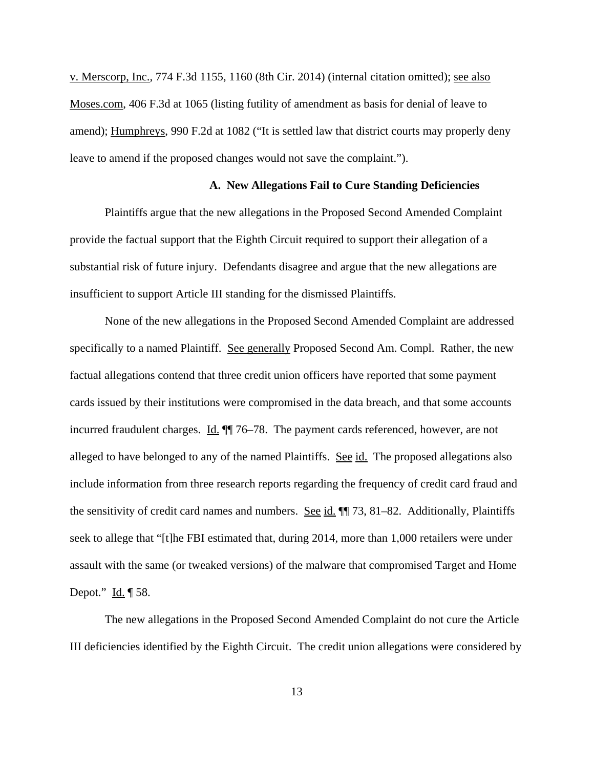v. Merscorp, Inc., 774 F.3d 1155, 1160 (8th Cir. 2014) (internal citation omitted); see also Moses.com, 406 F.3d at 1065 (listing futility of amendment as basis for denial of leave to amend); Humphreys, 990 F.2d at 1082 ("It is settled law that district courts may properly deny leave to amend if the proposed changes would not save the complaint.").

### A. New Allegations Fail to Cure Standing Deficiencies

Plaintiffs argue that the new allegations in the Proposed Second Amended Complaint provide the factual support that the Eighth Circuit required to support their allegation of a substantial risk of future injury. Defendants disagree and argue that the new allegations are insufficient to support Article III standing for the dismissed Plaintiffs.

None of the new allegations in the Proposed Second Amended Complaint are addressed specifically to a named Plaintiff. See generally Proposed Second Am. Compl. Rather, the new factual allegations contend that three credit union officers have reported that some payment cards issued by their institutions were compromised in the data breach, and that some accounts incurred fraudulent charges. Id. ¶¶ 76–78. The payment cards referenced, however, are not alleged to have belonged to any of the named Plaintiffs. See id. The proposed allegations also include information from three research reports regarding the frequency of credit card fraud and the sensitivity of credit card names and numbers. See id. ¶¶ 73, 81–82. Additionally, Plaintiffs seek to allege that "[t]he FBI estimated that, during 2014, more than 1,000 retailers were under assault with the same (or tweaked versions) of the malware that compromised Target and Home Depot." Id. ¶ 58.

The new allegations in the Proposed Second Amended Complaint do not cure the Article III deficiencies identified by the Eighth Circuit. The credit union allegations were considered by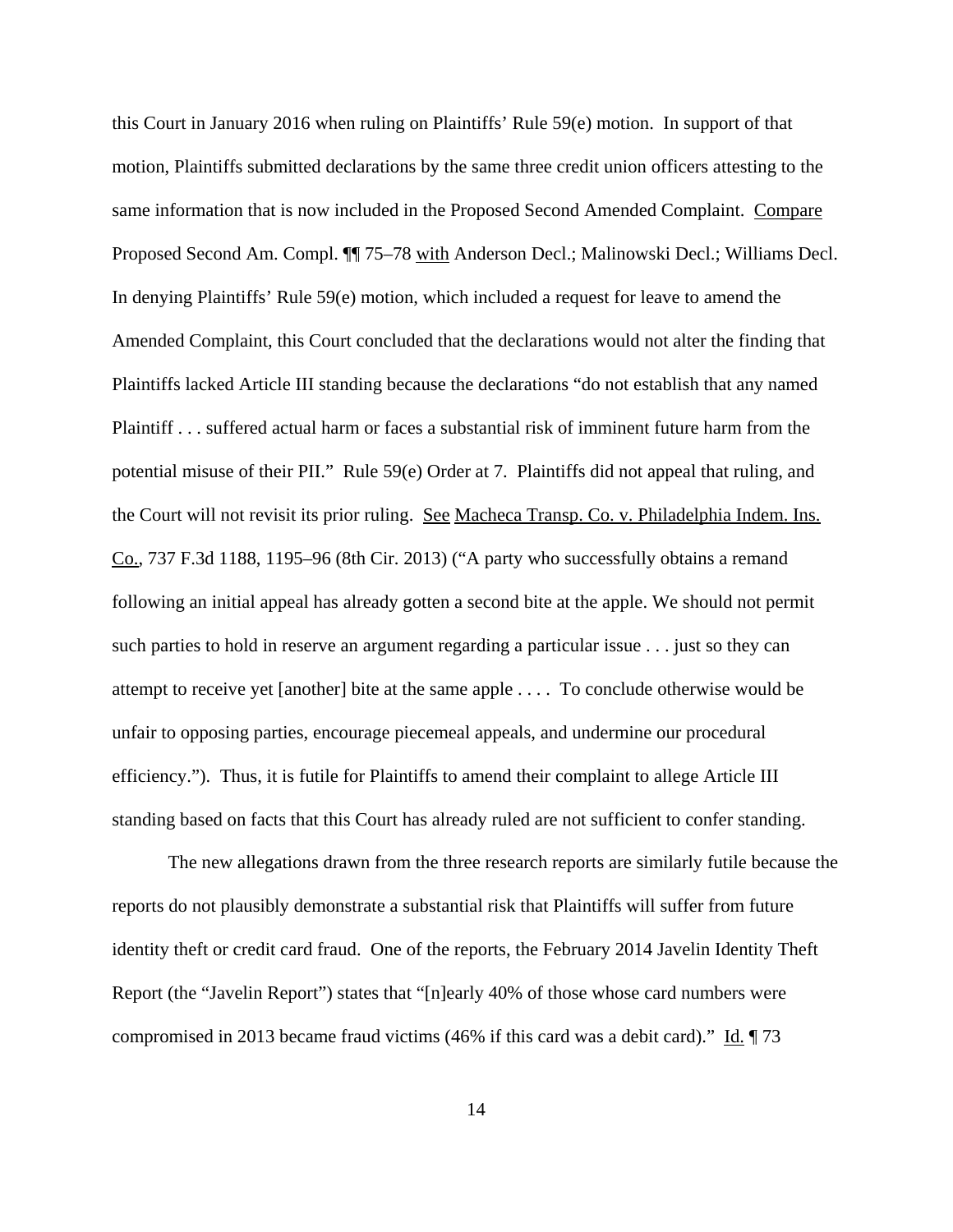this Court in January 2016 when ruling on Plaintiffs' Rule 59(e) motion. In support of that motion, Plaintiffs submitted declarations by the same three credit union officers attesting to the same information that is now included in the Proposed Second Amended Complaint. Compare Proposed Second Am. Compl. ¶¶ 75–78 with Anderson Decl.; Malinowski Decl.; Williams Decl. In denying Plaintiffs' Rule 59(e) motion, which included a request for leave to amend the Amended Complaint, this Court concluded that the declarations would not alter the finding that Plaintiffs lacked Article III standing because the declarations "do not establish that any named Plaintiff . . . suffered actual harm or faces a substantial risk of imminent future harm from the potential misuse of their PII." Rule 59(e) Order at 7. Plaintiffs did not appeal that ruling, and the Court will not revisit its prior ruling. See Macheca Transp. Co. v. Philadelphia Indem. Ins. Co., 737 F.3d 1188, 1195–96 (8th Cir. 2013) ("A party who successfully obtains a remand following an initial appeal has already gotten a second bite at the apple. We should not permit such parties to hold in reserve an argument regarding a particular issue . . . just so they can attempt to receive yet [another] bite at the same apple . . . . To conclude otherwise would be unfair to opposing parties, encourage piecemeal appeals, and undermine our procedural efficiency."). Thus, it is futile for Plaintiffs to amend their complaint to allege Article III standing based on facts that this Court has already ruled are not sufficient to confer standing.

The new allegations drawn from the three research reports are similarly futile because the reports do not plausibly demonstrate a substantial risk that Plaintiffs will suffer from future identity theft or credit card fraud. One of the reports, the February 2014 Javelin Identity Theft Report (the "Javelin Report") states that "[n]early 40% of those whose card numbers were compromised in 2013 became fraud victims (46% if this card was a debit card)." Id. ¶ 73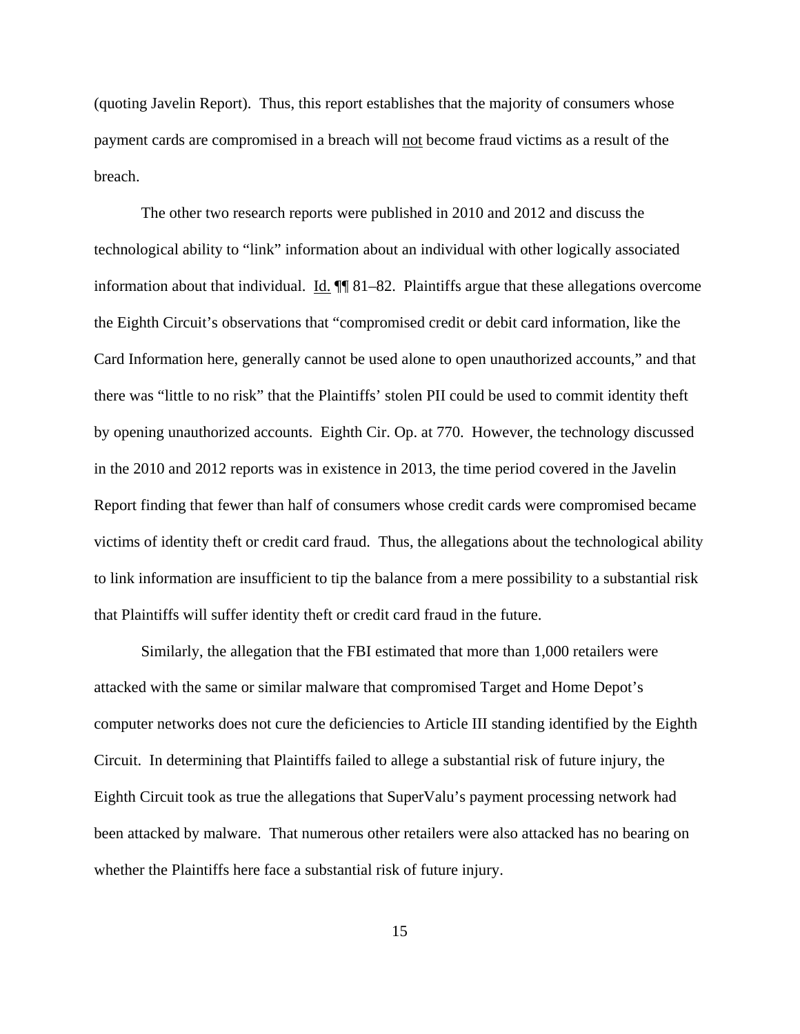(quoting Javelin Report). Thus, this report establishes that the majority of consumers whose payment cards are compromised in a breach will <u>not</u> become fraud victims as a result of the breach.

The other two research reports were published in 2010 and 2012 and discuss the technological ability to "link" information about an individual with other logically associated information about that individual. <u>Id.</u> ¶¶ 81–82. Plaintiffs argue that these allegations overcome the Eighth Circuit's observations that "compromised credit or debit card information, like the Card Information here, generally cannot be used alone to open unauthorized accounts," and that there was "little to no risk" that the Plaintiffs' stolen PII could be used to commit identity theft by opening unauthorized accounts. Eighth Cir. Op. at 770. However, the technology discussed in the 2010 and 2012 reports was in existence in 2013, the time period covered in the Javelin Report finding that fewer than half of consumers whose credit cards were compromised became victims of identity theft or credit card fraud. Thus, the allegations about the technological ability to link information are insufficient to tip the balance from a mere possibility to a substantial risk that Plaintiffs will suffer identity theft or credit card fraud in the future.

Similarly, the allegation that the FBI estimated that more than 1,000 retailers were attacked with the same or similar malware that compromised Target and Home Depot's computer networks does not cure the deficiencies to Article III standing identified by the Eighth Circuit. In determining that Plaintiffs failed to allege a substantial risk of future injury, the Eighth Circuit took as true the allegations that SuperValu's payment processing network had been attacked by malware. That numerous other retailers were also attacked has no bearing on whether the Plaintiffs here face a substantial risk of future injury.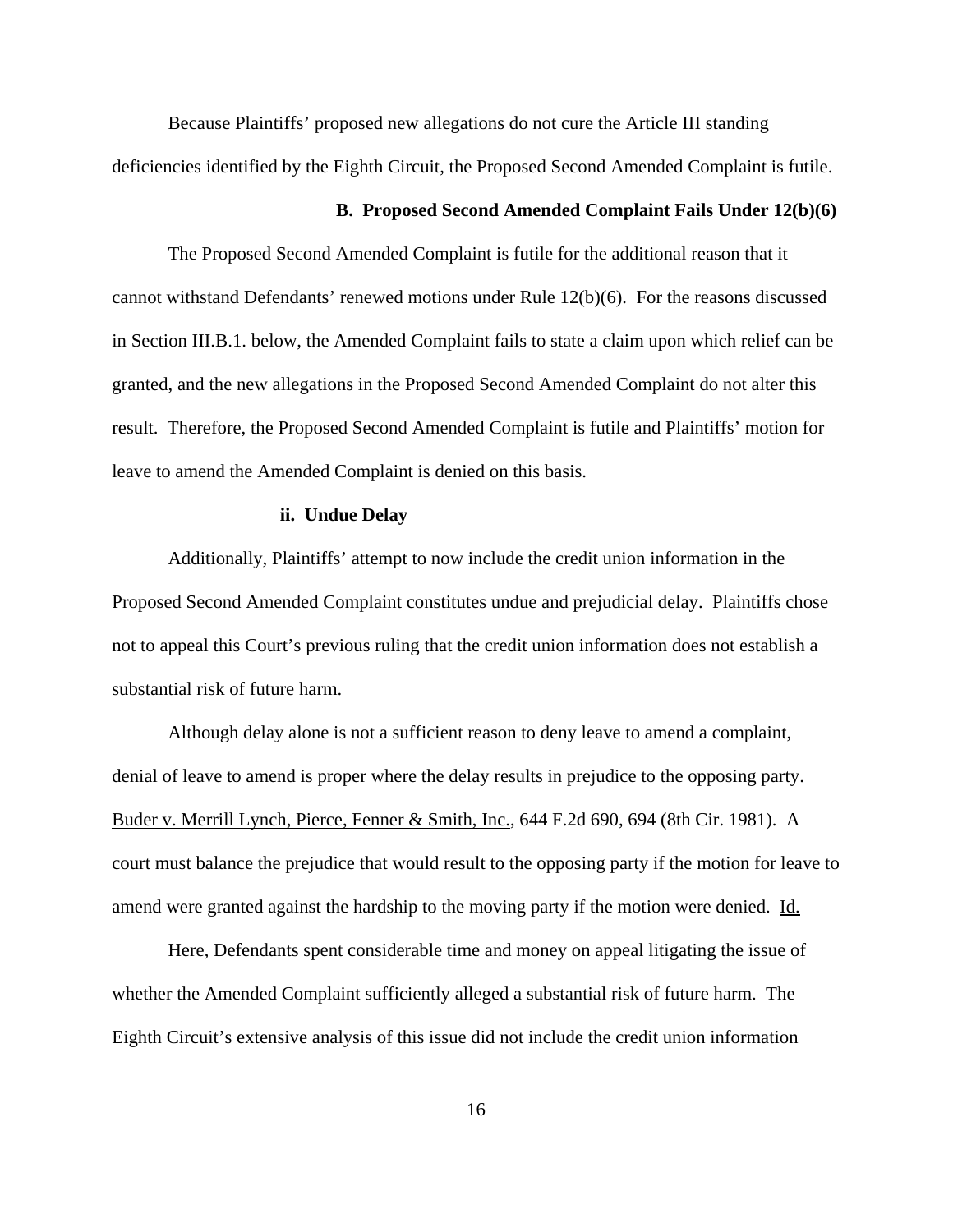Because Plaintiffs' proposed new allegations do not cure the Article III standing deficiencies identified by the Eighth Circuit, the Proposed Second Amended Complaint is futile.

**B. Proposed Second Amended Complaint Fails Under 12(b)(6)**

The Proposed Second Amended Complaint is futile for the additional reason that it cannot withstand Defendants' renewed motions under Rule 12(b)(6). For the reasons discussed in Section III.B.1. below, the Amended Complaint fails to state a claim upon which relief can be granted, and the new allegations in the Proposed Second Amended Complaint do not alter this result. Therefore, the Proposed Second Amended Complaint is futile and Plaintiffs' motion for leave to amend the Amended Complaint is denied on this basis.

**ii. Undue Delay**

Additionally, Plaintiffs' attempt to now include the credit union information in the Proposed Second Amended Complaint constitutes undue and prejudicial delay. Plaintiffs chose not to appeal this Court's previous ruling that the credit union information does not establish a substantial risk of future harm.

Although delay alone is not a sufficient reason to deny leave to amend a complaint, denial of leave to amend is proper where the delay results in prejudice to the opposing party. Buder v. Merrill Lynch, Pierce, Fenner & Smith, Inc., 644 F.2d 690, 694 (8th Cir. 1981). A court must balance the prejudice that would result to the opposing party if the motion for leave to amend were granted against the hardship to the moving party if the motion were denied. Id.

Here, Defendants spent considerable time and money on appeal litigating the issue of whether the Amended Complaint sufficiently alleged a substantial risk of future harm. The Eighth Circuit's extensive analysis of this issue did not include the credit union information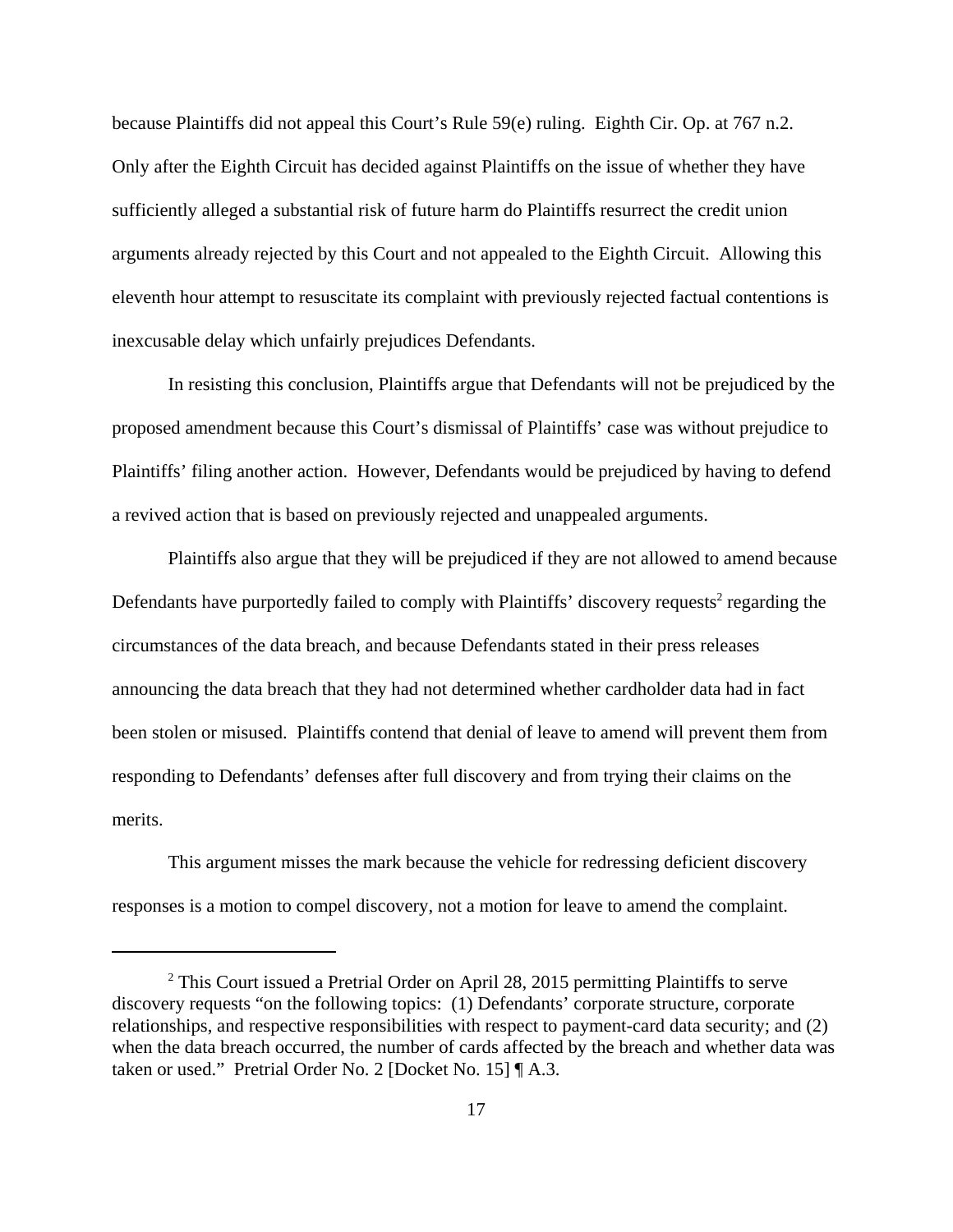because Plaintiffs did not appeal this Court's Rule 59(e) ruling. Eighth Cir. Op. at 767 n.2. Only after the Eighth Circuit has decided against Plaintiffs on the issue of whether they have sufficiently alleged a substantial risk of future harm do Plaintiffs resurrect the credit union arguments already rejected by this Court and not appealed to the Eighth Circuit. Allowing this eleventh hour attempt to resuscitate its complaint with previously rejected factual contentions is inexcusable delay which unfairly prejudices Defendants.

In resisting this conclusion, Plaintiffs argue that Defendants will not be prejudiced by the proposed amendment because this Court's dismissal of Plaintiffs' case was without prejudice to Plaintiffs' filing another action. However, Defendants would be prejudiced by having to defend a revived action that is based on previously rejected and unappealed arguments.

Plaintiffs also argue that they will be prejudiced if they are not allowed to amend because Defendants have purportedly failed to comply with Plaintiffs' discovery requests[2] regarding the circumstances of the data breach, and because Defendants stated in their press releases announcing the data breach that they had not determined whether cardholder data had in fact been stolen or misused. Plaintiffs contend that denial of leave to amend will prevent them from responding to Defendants' defenses after full discovery and from trying their claims on the merits.

This argument misses the mark because the vehicle for redressing deficient discovery responses is a motion to compel discovery, not a motion for leave to amend the complaint.

---

[2] This Court issued a Pretrial Order on April 28, 2015 permitting Plaintiffs to serve discovery requests "on the following topics: (1) Defendants' corporate structure, corporate relationships, and respective responsibilities with respect to payment-card data security; and (2) when the data breach occurred, the number of cards affected by the breach and whether data was taken or used." Pretrial Order No. 2 [Docket No. 15] ¶ A.3.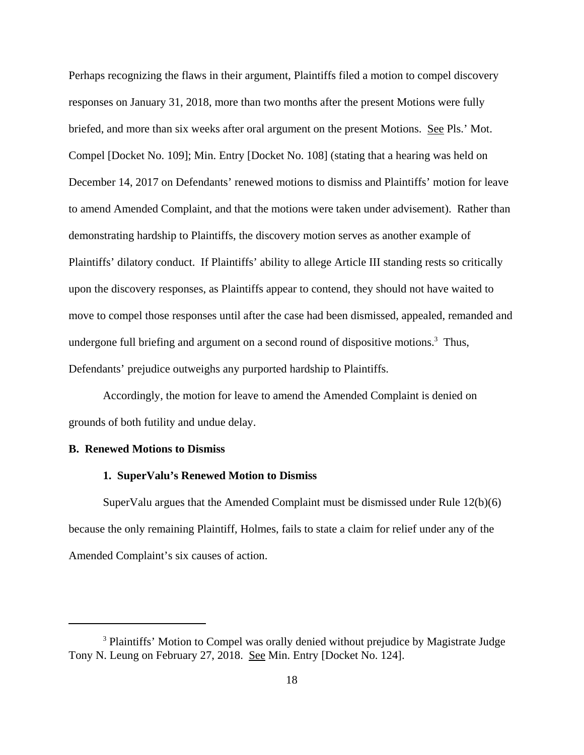Perhaps recognizing the flaws in their argument, Plaintiffs filed a motion to compel discovery responses on January 31, 2018, more than two months after the present Motions were fully briefed, and more than six weeks after oral argument on the present Motions. See Pls.' Mot. Compel [Docket No. 109]; Min. Entry [Docket No. 108] (stating that a hearing was held on December 14, 2017 on Defendants' renewed motions to dismiss and Plaintiffs' motion for leave to amend Amended Complaint, and that the motions were taken under advisement). Rather than demonstrating hardship to Plaintiffs, the discovery motion serves as another example of Plaintiffs' dilatory conduct. If Plaintiffs' ability to allege Article III standing rests so critically upon the discovery responses, as Plaintiffs appear to contend, they should not have waited to move to compel those responses until after the case had been dismissed, appealed, remanded and undergone full briefing and argument on a second round of dispositive motions.[3] Thus, Defendants' prejudice outweighs any purported hardship to Plaintiffs.

Accordingly, the motion for leave to amend the Amended Complaint is denied on grounds of both futility and undue delay.

**B. Renewed Motions to Dismiss**

**1. SuperValu's Renewed Motion to Dismiss**

SuperValu argues that the Amended Complaint must be dismissed under Rule 12(b)(6) because the only remaining Plaintiff, Holmes, fails to state a claim for relief under any of the Amended Complaint's six causes of action.

[3] Plaintiffs' Motion to Compel was orally denied without prejudice by Magistrate Judge Tony N. Leung on February 27, 2018. See Min. Entry [Docket No. 124].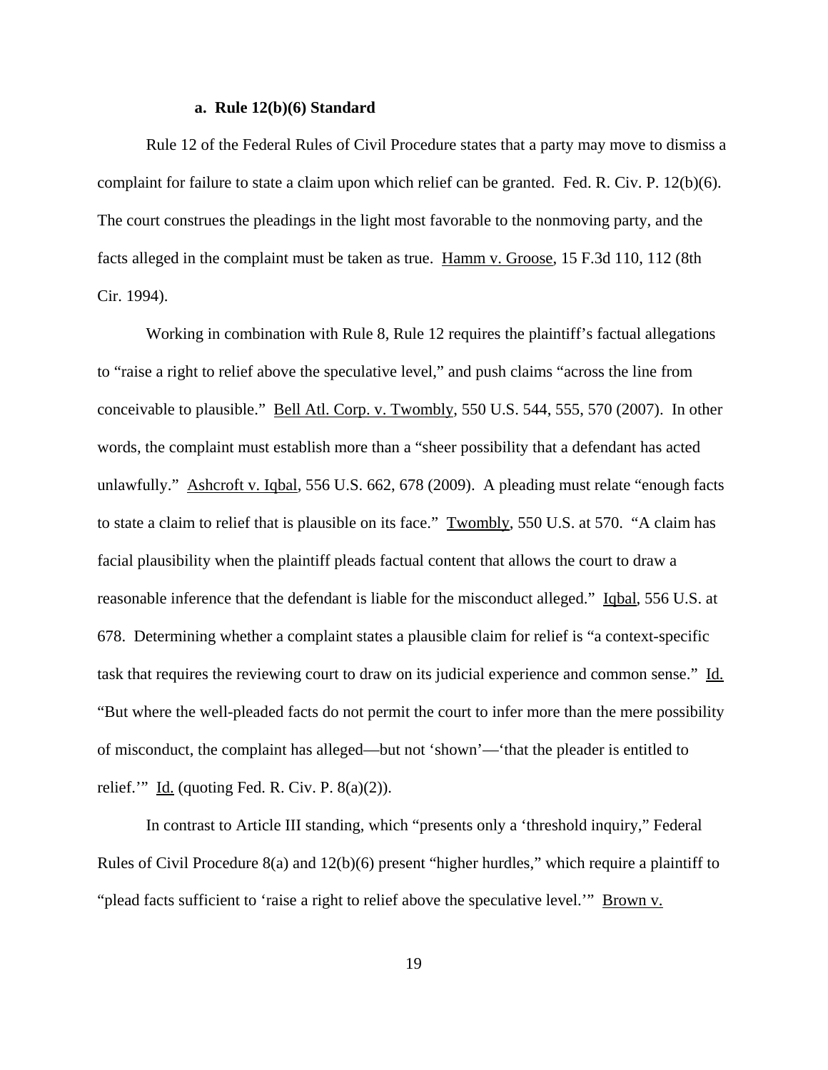### a. Rule 12(b)(6) Standard

Rule 12 of the Federal Rules of Civil Procedure states that a party may move to dismiss a complaint for failure to state a claim upon which relief can be granted. Fed. R. Civ. P. 12(b)(6). The court construes the pleadings in the light most favorable to the nonmoving party, and the facts alleged in the complaint must be taken as true. Hamm v. Groose, 15 F.3d 110, 112 (8th Cir. 1994).

Working in combination with Rule 8, Rule 12 requires the plaintiff's factual allegations to "raise a right to relief above the speculative level," and push claims "across the line from conceivable to plausible." Bell Atl. Corp. v. Twombly, 550 U.S. 544, 555, 570 (2007). In other words, the complaint must establish more than a "sheer possibility that a defendant has acted unlawfully." Ashcroft v. Iqbal, 556 U.S. 662, 678 (2009). A pleading must relate "enough facts to state a claim to relief that is plausible on its face." Twombly, 550 U.S. at 570. "A claim has facial plausibility when the plaintiff pleads factual content that allows the court to draw a reasonable inference that the defendant is liable for the misconduct alleged." Iqbal, 556 U.S. at 678. Determining whether a complaint states a plausible claim for relief is "a context-specific task that requires the reviewing court to draw on its judicial experience and common sense." Id. "But where the well-pleaded facts do not permit the court to infer more than the mere possibility of misconduct, the complaint has alleged—but not 'shown'—'that the pleader is entitled to relief.'" Id. (quoting Fed. R. Civ. P. 8(a)(2)).

In contrast to Article III standing, which "presents only a 'threshold inquiry,'" Federal Rules of Civil Procedure 8(a) and 12(b)(6) present "higher hurdles," which require a plaintiff to "plead facts sufficient to 'raise a right to relief above the speculative level.'" Brown v.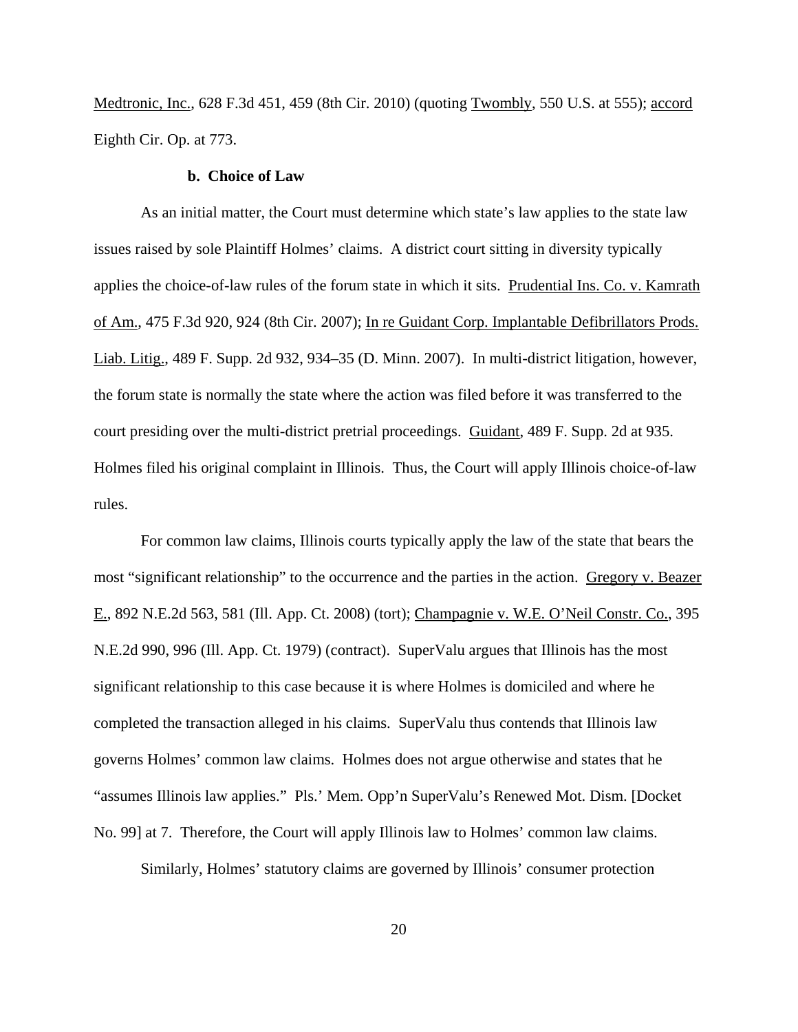Medtronic, Inc., 628 F.3d 451, 459 (8th Cir. 2010) (quoting Twombly, 550 U.S. at 555); accord Eighth Cir. Op. at 773.

**b. Choice of Law**

As an initial matter, the Court must determine which state's law applies to the state law issues raised by sole Plaintiff Holmes' claims. A district court sitting in diversity typically applies the choice-of-law rules of the forum state in which it sits. Prudential Ins. Co. v. Kamrath of Am., 475 F.3d 920, 924 (8th Cir. 2007); In re Guidant Corp. Implantable Defibrillators Prods. Liab. Litig., 489 F. Supp. 2d 932, 934–35 (D. Minn. 2007). In multi-district litigation, however, the forum state is normally the state where the action was filed before it was transferred to the court presiding over the multi-district pretrial proceedings. Guidant, 489 F. Supp. 2d at 935. Holmes filed his original complaint in Illinois. Thus, the Court will apply Illinois choice-of-law rules.

For common law claims, Illinois courts typically apply the law of the state that bears the most "significant relationship" to the occurrence and the parties in the action. Gregory v. Beazer E., 892 N.E.2d 563, 581 (Ill. App. Ct. 2008) (tort); Champagnie v. W.E. O'Neil Constr. Co., 395 N.E.2d 990, 996 (Ill. App. Ct. 1979) (contract). SuperValu argues that Illinois has the most significant relationship to this case because it is where Holmes is domiciled and where he completed the transaction alleged in his claims. SuperValu thus contends that Illinois law governs Holmes' common law claims. Holmes does not argue otherwise and states that he "assumes Illinois law applies." Pls.' Mem. Opp'n SuperValu's Renewed Mot. Dism. [Docket No. 99] at 7. Therefore, the Court will apply Illinois law to Holmes' common law claims.

Similarly, Holmes' statutory claims are governed by Illinois' consumer protection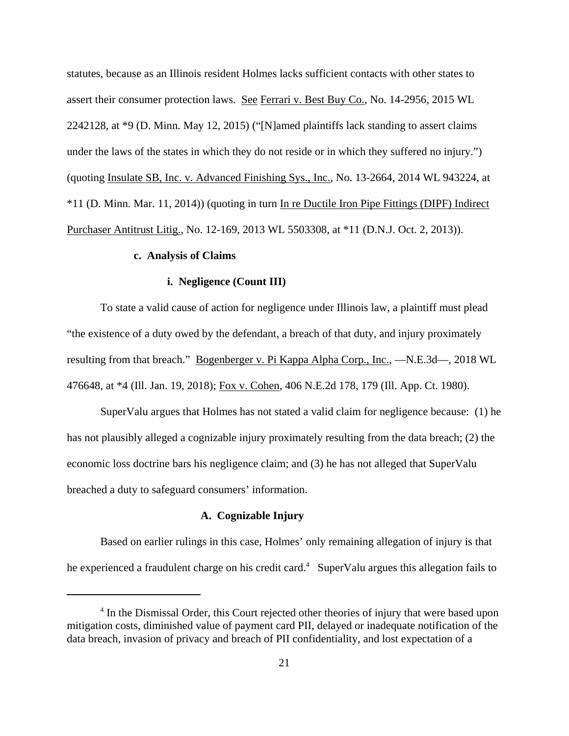statutes, because as an Illinois resident Holmes lacks sufficient contacts with other states to assert their consumer protection laws. See Ferrari v. Best Buy Co., No. 14-2956, 2015 WL 2242128, at *9 (D. Minn. May 12, 2015) ("[N]amed plaintiffs lack standing to assert claims under the laws of the states in which they do not reside or in which they suffered no injury.") (quoting Insulate SB, Inc. v. Advanced Finishing Sys., Inc., No. 13-2664, 2014 WL 943224, at *11 (D. Minn. Mar. 11, 2014)) (quoting in turn In re Ductile Iron Pipe Fittings (DIPF) Indirect Purchaser Antitrust Litig., No. 12-169, 2013 WL 5503308, at *11 (D.N.J. Oct. 2, 2013)).

**c. Analysis of Claims**

**i. Negligence (Count III)**

To state a valid cause of action for negligence under Illinois law, a plaintiff must plead "the existence of a duty owed by the defendant, a breach of that duty, and injury proximately resulting from that breach." Bogenberger v. Pi Kappa Alpha Corp., Inc., —N.E.3d—, 2018 WL 476648, at *4 (Ill. Jan. 19, 2018); Fox v. Cohen, 406 N.E.2d 178, 179 (Ill. App. Ct. 1980).

SuperValu argues that Holmes has not stated a valid claim for negligence because: (1) he has not plausibly alleged a cognizable injury proximately resulting from the data breach; (2) the economic loss doctrine bars his negligence claim; and (3) he has not alleged that SuperValu breached a duty to safeguard consumers' information.

**A. Cognizable Injury**

Based on earlier rulings in this case, Holmes' only remaining allegation of injury is that he experienced a fraudulent charge on his credit card.[4] SuperValu argues this allegation fails to

[4] In the Dismissal Order, this Court rejected other theories of injury that were based upon mitigation costs, diminished value of payment card PII, delayed or inadequate notification of the data breach, invasion of privacy and breach of PII confidentiality, and lost expectation of a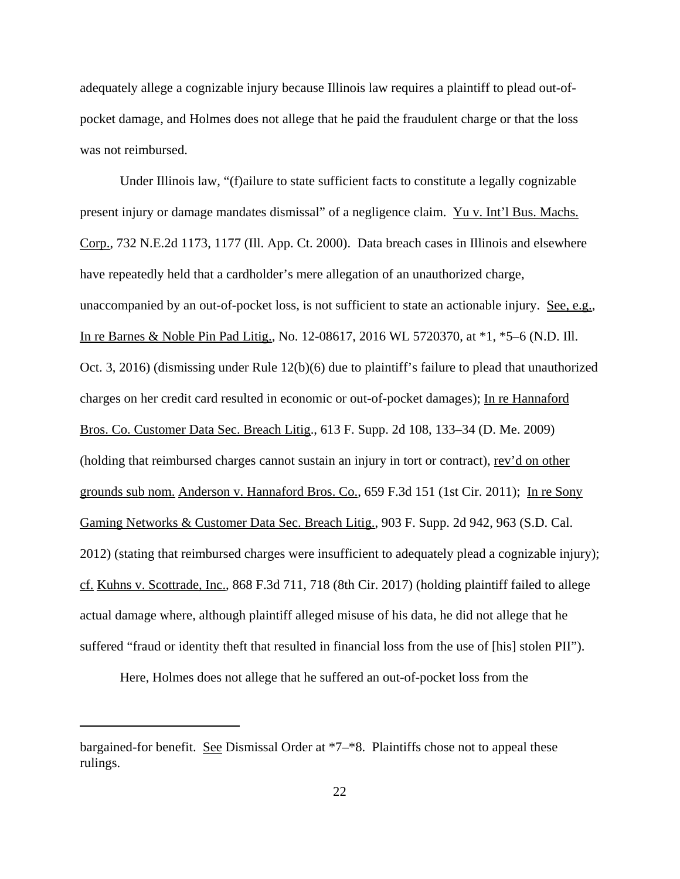adequately allege a cognizable injury because Illinois law requires a plaintiff to plead out-of-pocket damage, and Holmes does not allege that he paid the fraudulent charge or that the loss was not reimbursed.

Under Illinois law, "(f)ailure to state sufficient facts to constitute a legally cognizable present injury or damage mandates dismissal" of a negligence claim. Yu v. Int'l Bus. Machs. Corp., 732 N.E.2d 1173, 1177 (Ill. App. Ct. 2000). Data breach cases in Illinois and elsewhere have repeatedly held that a cardholder's mere allegation of an unauthorized charge, unaccompanied by an out-of-pocket loss, is not sufficient to state an actionable injury. See, e.g., In re Barnes & Noble Pin Pad Litig., No. 12-08617, 2016 WL 5720370, at *1, *5–6 (N.D. Ill. Oct. 3, 2016) (dismissing under Rule 12(b)(6) due to plaintiff's failure to plead that unauthorized charges on her credit card resulted in economic or out-of-pocket damages); In re Hannaford Bros. Co. Customer Data Sec. Breach Litig., 613 F. Supp. 2d 108, 133–34 (D. Me. 2009) (holding that reimbursed charges cannot sustain an injury in tort or contract), rev'd on other grounds sub nom. Anderson v. Hannaford Bros. Co., 659 F.3d 151 (1st Cir. 2011); In re Sony Gaming Networks & Customer Data Sec. Breach Litig., 903 F. Supp. 2d 942, 963 (S.D. Cal. 2012) (stating that reimbursed charges were insufficient to adequately plead a cognizable injury); cf. Kuhns v. Scottrade, Inc., 868 F.3d 711, 718 (8th Cir. 2017) (holding plaintiff failed to allege actual damage where, although plaintiff alleged misuse of his data, he did not allege that he suffered "fraud or identity theft that resulted in financial loss from the use of [his] stolen PII").

Here, Holmes does not allege that he suffered an out-of-pocket loss from the

---

bargained-for benefit. See Dismissal Order at *7–*8. Plaintiffs chose not to appeal these rulings.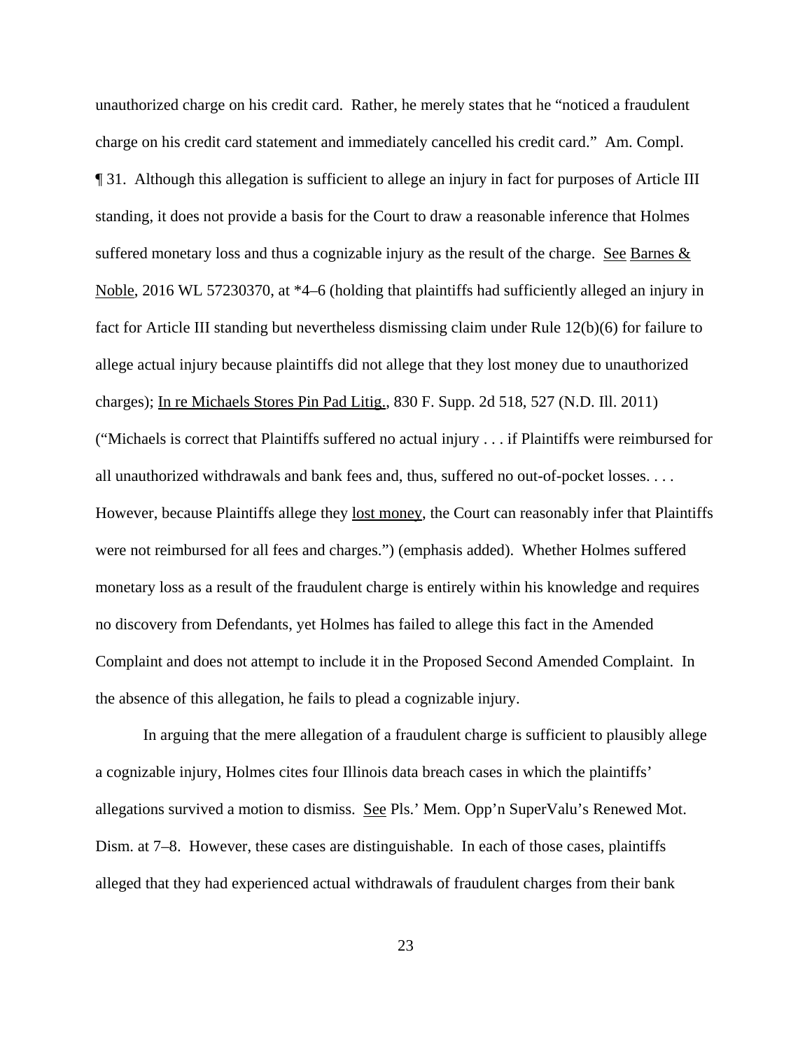unauthorized charge on his credit card. Rather, he merely states that he "noticed a fraudulent charge on his credit card statement and immediately cancelled his credit card." Am. Compl. ¶ 31. Although this allegation is sufficient to allege an injury in fact for purposes of Article III standing, it does not provide a basis for the Court to draw a reasonable inference that Holmes suffered monetary loss and thus a cognizable injury as the result of the charge. See Barnes & Noble, 2016 WL 57230370, at *4–6 (holding that plaintiffs had sufficiently alleged an injury in fact for Article III standing but nevertheless dismissing claim under Rule 12(b)(6) for failure to allege actual injury because plaintiffs did not allege that they lost money due to unauthorized charges); In re Michaels Stores Pin Pad Litig., 830 F. Supp. 2d 518, 527 (N.D. Ill. 2011) ("Michaels is correct that Plaintiffs suffered no actual injury . . . if Plaintiffs were reimbursed for all unauthorized withdrawals and bank fees and, thus, suffered no out-of-pocket losses. . . . However, because Plaintiffs allege they lost money, the Court can reasonably infer that Plaintiffs were not reimbursed for all fees and charges.") (emphasis added). Whether Holmes suffered monetary loss as a result of the fraudulent charge is entirely within his knowledge and requires no discovery from Defendants, yet Holmes has failed to allege this fact in the Amended Complaint and does not attempt to include it in the Proposed Second Amended Complaint. In the absence of this allegation, he fails to plead a cognizable injury.

In arguing that the mere allegation of a fraudulent charge is sufficient to plausibly allege a cognizable injury, Holmes cites four Illinois data breach cases in which the plaintiffs' allegations survived a motion to dismiss. See Pls.' Mem. Opp'n SuperValu's Renewed Mot. Dism. at 7–8. However, these cases are distinguishable. In each of those cases, plaintiffs alleged that they had experienced actual withdrawals of fraudulent charges from their bank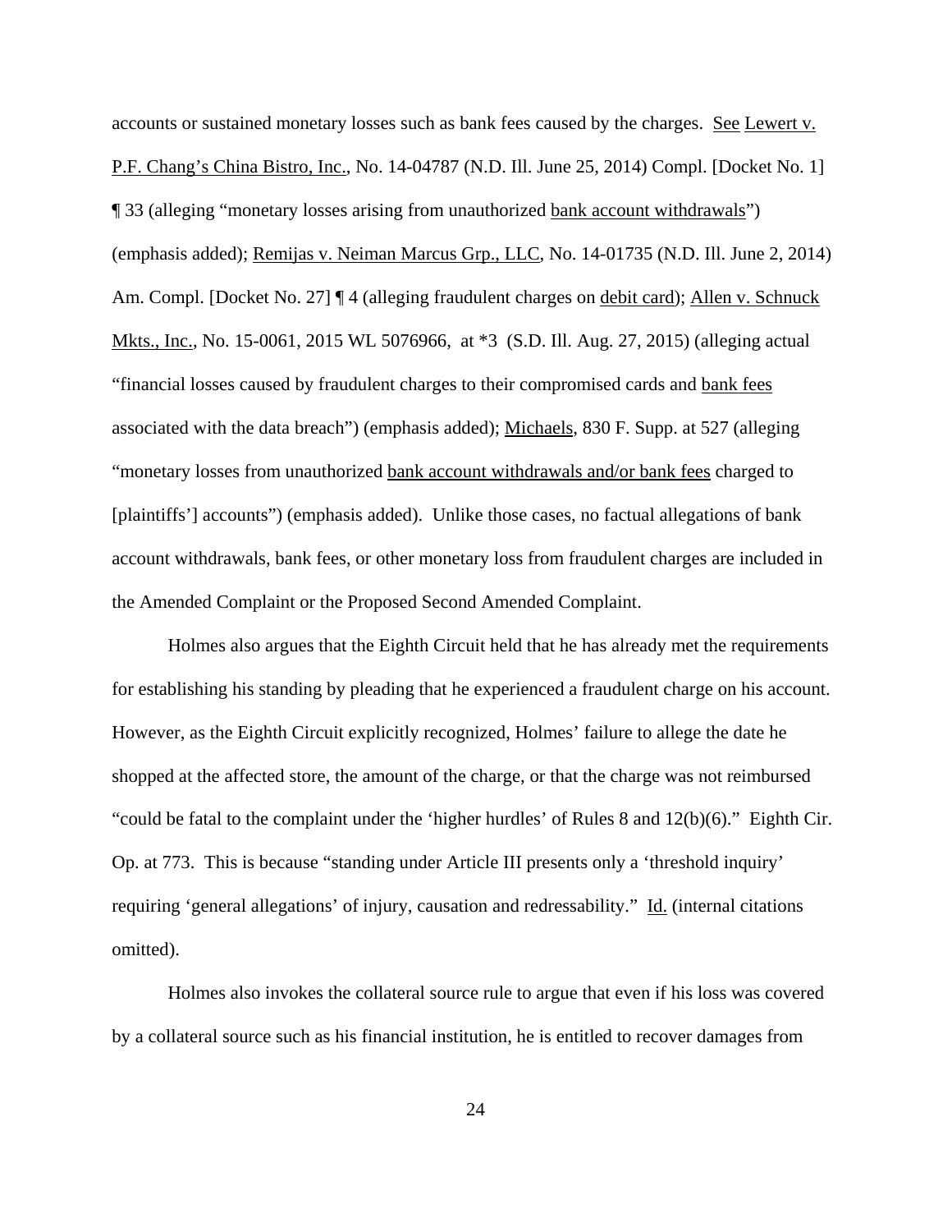accounts or sustained monetary losses such as bank fees caused by the charges. See Lewert v. P.F. Chang's China Bistro, Inc., No. 14-04787 (N.D. Ill. June 25, 2014) Compl. [Docket No. 1] ¶ 33 (alleging "monetary losses arising from unauthorized bank account withdrawals") (emphasis added); Remijas v. Neiman Marcus Grp., LLC, No. 14-01735 (N.D. Ill. June 2, 2014) Am. Compl. [Docket No. 27] ¶ 4 (alleging fraudulent charges on debit card); Allen v. Schnuck Mkts., Inc., No. 15-0061, 2015 WL 5076966, at *3 (S.D. Ill. Aug. 27, 2015) (alleging actual "financial losses caused by fraudulent charges to their compromised cards and bank fees associated with the data breach") (emphasis added); Michaels, 830 F. Supp. at 527 (alleging "monetary losses from unauthorized bank account withdrawals and/or bank fees charged to [plaintiffs'] accounts") (emphasis added). Unlike those cases, no factual allegations of bank account withdrawals, bank fees, or other monetary loss from fraudulent charges are included in the Amended Complaint or the Proposed Second Amended Complaint.

Holmes also argues that the Eighth Circuit held that he has already met the requirements for establishing his standing by pleading that he experienced a fraudulent charge on his account. However, as the Eighth Circuit explicitly recognized, Holmes' failure to allege the date he shopped at the affected store, the amount of the charge, or that the charge was not reimbursed "could be fatal to the complaint under the 'higher hurdles' of Rules 8 and 12(b)(6)." Eighth Cir. Op. at 773. This is because "standing under Article III presents only a 'threshold inquiry' requiring 'general allegations' of injury, causation and redressability." Id. (internal citations omitted).

Holmes also invokes the collateral source rule to argue that even if his loss was covered by a collateral source such as his financial institution, he is entitled to recover damages from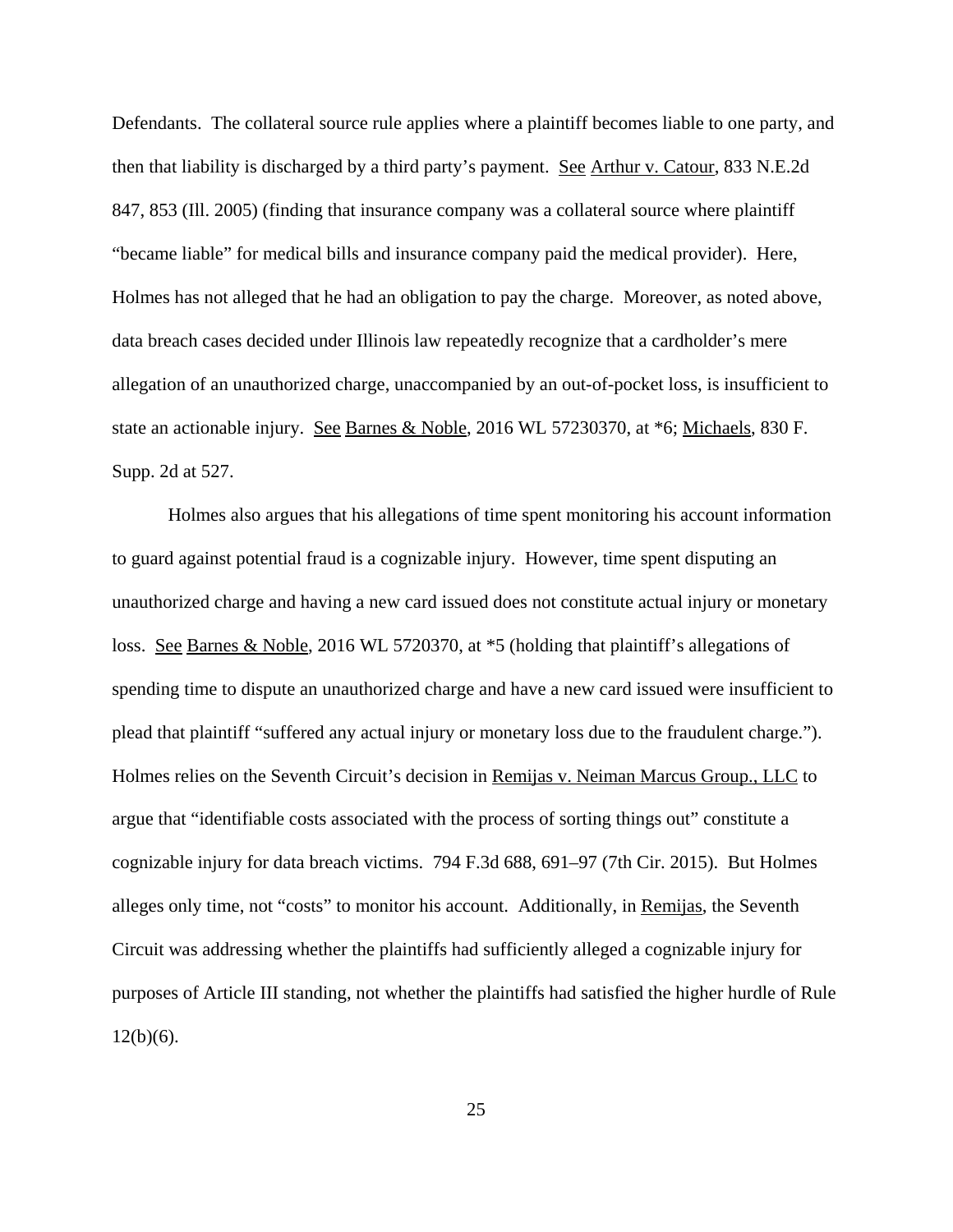Defendants. The collateral source rule applies where a plaintiff becomes liable to one party, and then that liability is discharged by a third party's payment. See Arthur v. Catour, 833 N.E.2d 847, 853 (Ill. 2005) (finding that insurance company was a collateral source where plaintiff "became liable" for medical bills and insurance company paid the medical provider). Here, Holmes has not alleged that he had an obligation to pay the charge. Moreover, as noted above, data breach cases decided under Illinois law repeatedly recognize that a cardholder's mere allegation of an unauthorized charge, unaccompanied by an out-of-pocket loss, is insufficient to state an actionable injury. See Barnes & Noble, 2016 WL 57230370, at *6; Michaels, 830 F. Supp. 2d at 527.

Holmes also argues that his allegations of time spent monitoring his account information to guard against potential fraud is a cognizable injury. However, time spent disputing an unauthorized charge and having a new card issued does not constitute actual injury or monetary loss. See Barnes & Noble, 2016 WL 5720370, at *5 (holding that plaintiff's allegations of spending time to dispute an unauthorized charge and have a new card issued were insufficient to plead that plaintiff "suffered any actual injury or monetary loss due to the fraudulent charge."). Holmes relies on the Seventh Circuit's decision in Remijas v. Neiman Marcus Group., LLC to argue that "identifiable costs associated with the process of sorting things out" constitute a cognizable injury for data breach victims. 794 F.3d 688, 691–97 (7th Cir. 2015). But Holmes alleges only time, not "costs" to monitor his account. Additionally, in Remijas, the Seventh Circuit was addressing whether the plaintiffs had sufficiently alleged a cognizable injury for purposes of Article III standing, not whether the plaintiffs had satisfied the higher hurdle of Rule 12(b)(6).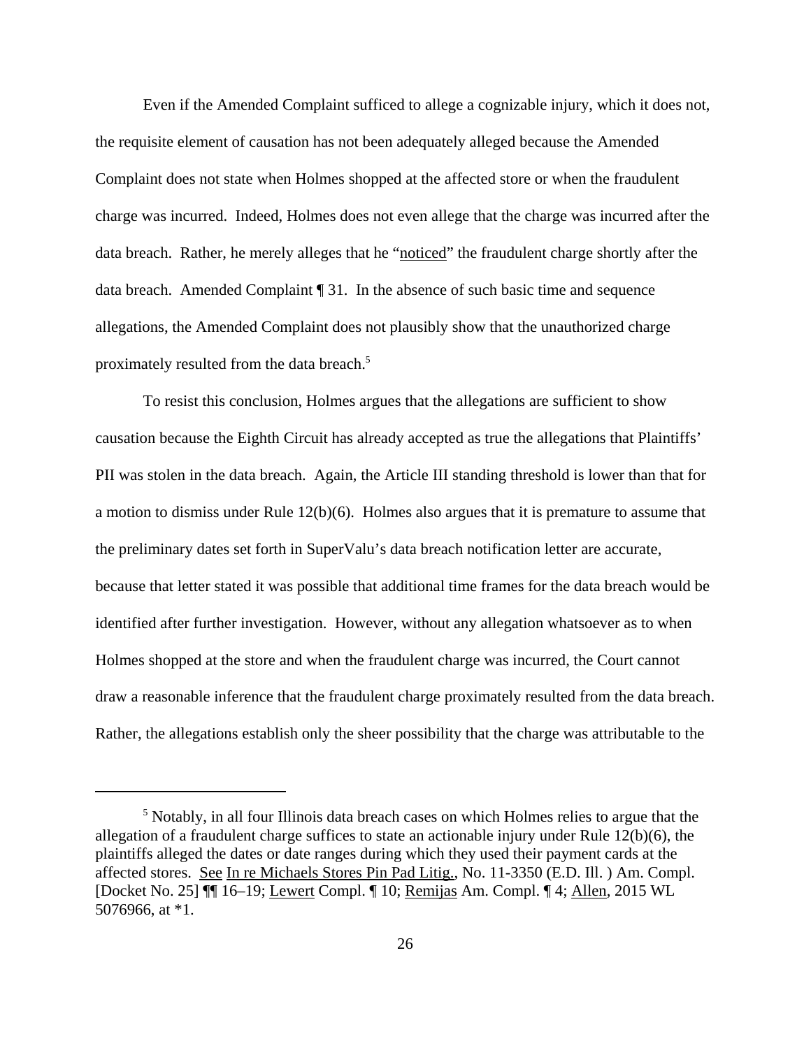Even if the Amended Complaint sufficed to allege a cognizable injury, which it does not, the requisite element of causation has not been adequately alleged because the Amended Complaint does not state when Holmes shopped at the affected store or when the fraudulent charge was incurred. Indeed, Holmes does not even allege that the charge was incurred after the data breach. Rather, he merely alleges that he "noticed" the fraudulent charge shortly after the data breach. Amended Complaint ¶ 31. In the absence of such basic time and sequence allegations, the Amended Complaint does not plausibly show that the unauthorized charge proximately resulted from the data breach.[5]

To resist this conclusion, Holmes argues that the allegations are sufficient to show causation because the Eighth Circuit has already accepted as true the allegations that Plaintiffs' PII was stolen in the data breach. Again, the Article III standing threshold is lower than that for a motion to dismiss under Rule 12(b)(6). Holmes also argues that it is premature to assume that the preliminary dates set forth in SuperValu's data breach notification letter are accurate, because that letter stated it was possible that additional time frames for the data breach would be identified after further investigation. However, without any allegation whatsoever as to when Holmes shopped at the store and when the fraudulent charge was incurred, the Court cannot draw a reasonable inference that the fraudulent charge proximately resulted from the data breach. Rather, the allegations establish only the sheer possibility that the charge was attributable to the

---

[5] Notably, in all four Illinois data breach cases on which Holmes relies to argue that the allegation of a fraudulent charge suffices to state an actionable injury under Rule 12(b)(6), the plaintiffs alleged the dates or date ranges during which they used their payment cards at the affected stores. See In re Michaels Stores Pin Pad Litig., No. 11-3350 (E.D. Ill. ) Am. Compl. [Docket No. 25] ¶¶ 16–19; Lewert Compl. ¶ 10; Remijas Am. Compl. ¶ 4; Allen, 2015 WL 5076966, at *1.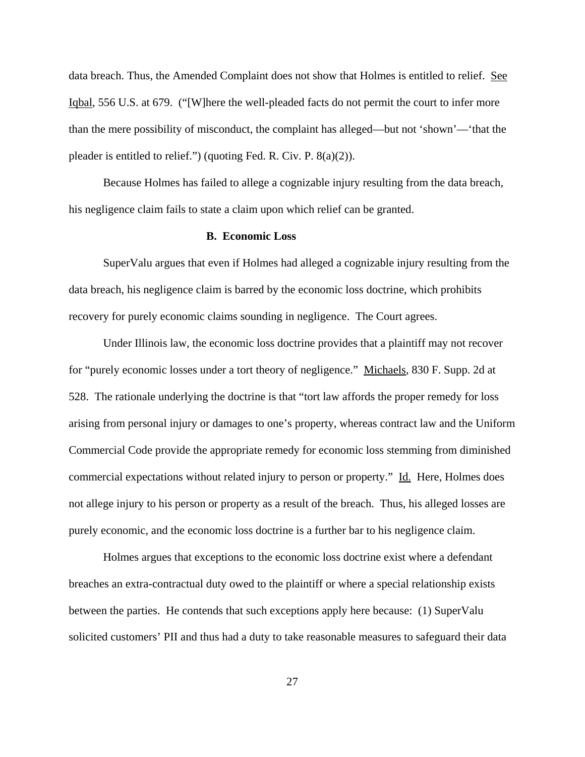data breach. Thus, the Amended Complaint does not show that Holmes is entitled to relief. See Iqbal, 556 U.S. at 679. ("[W]here the well-pleaded facts do not permit the court to infer more than the mere possibility of misconduct, the complaint has alleged—but not 'shown'—'that the pleader is entitled to relief.") (quoting Fed. R. Civ. P. 8(a)(2)).

Because Holmes has failed to allege a cognizable injury resulting from the data breach, his negligence claim fails to state a claim upon which relief can be granted.

### B. Economic Loss

SuperValu argues that even if Holmes had alleged a cognizable injury resulting from the data breach, his negligence claim is barred by the economic loss doctrine, which prohibits recovery for purely economic claims sounding in negligence. The Court agrees.

Under Illinois law, the economic loss doctrine provides that a plaintiff may not recover for "purely economic losses under a tort theory of negligence." Michaels, 830 F. Supp. 2d at 528. The rationale underlying the doctrine is that "tort law affords the proper remedy for loss arising from personal injury or damages to one's property, whereas contract law and the Uniform Commercial Code provide the appropriate remedy for economic loss stemming from diminished commercial expectations without related injury to person or property." Id. Here, Holmes does not allege injury to his person or property as a result of the breach. Thus, his alleged losses are purely economic, and the economic loss doctrine is a further bar to his negligence claim.

Holmes argues that exceptions to the economic loss doctrine exist where a defendant breaches an extra-contractual duty owed to the plaintiff or where a special relationship exists between the parties. He contends that such exceptions apply here because: (1) SuperValu solicited customers' PII and thus had a duty to take reasonable measures to safeguard their data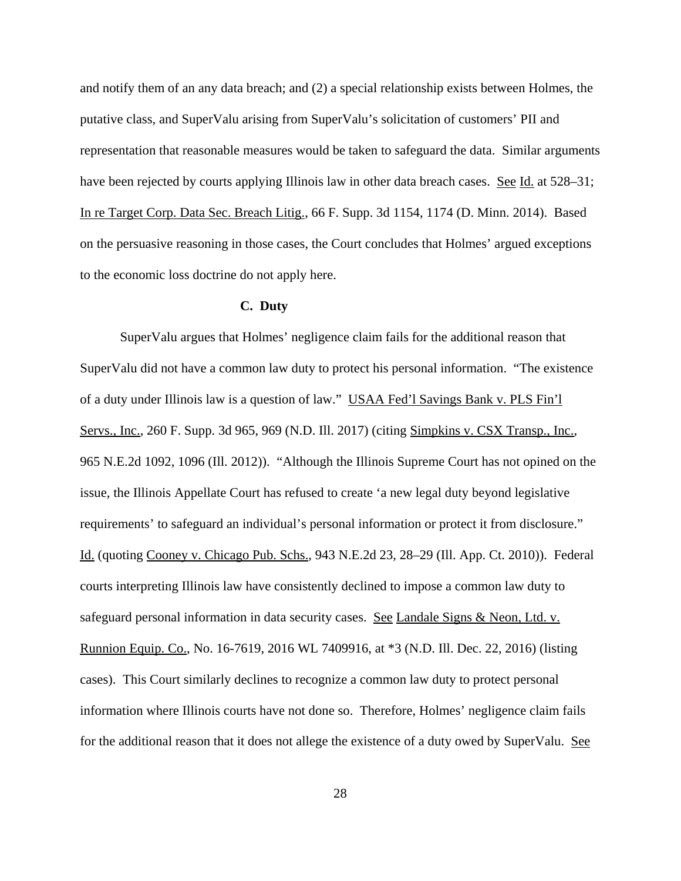and notify them of an any data breach; and (2) a special relationship exists between Holmes, the putative class, and SuperValu arising from SuperValu's solicitation of customers' PII and representation that reasonable measures would be taken to safeguard the data. Similar arguments have been rejected by courts applying Illinois law in other data breach cases. See Id. at 528–31; In re Target Corp. Data Sec. Breach Litig., 66 F. Supp. 3d 1154, 1174 (D. Minn. 2014). Based on the persuasive reasoning in those cases, the Court concludes that Holmes' argued exceptions to the economic loss doctrine do not apply here.

### C. Duty

SuperValu argues that Holmes' negligence claim fails for the additional reason that SuperValu did not have a common law duty to protect his personal information. "The existence of a duty under Illinois law is a question of law." USAA Fed'l Savings Bank v. PLS Fin'l Servs., Inc., 260 F. Supp. 3d 965, 969 (N.D. Ill. 2017) (citing Simpkins v. CSX Transp., Inc., 965 N.E.2d 1092, 1096 (Ill. 2012)). "Although the Illinois Supreme Court has not opined on the issue, the Illinois Appellate Court has refused to create 'a new legal duty beyond legislative requirements' to safeguard an individual's personal information or protect it from disclosure." Id. (quoting Cooney v. Chicago Pub. Schs., 943 N.E.2d 23, 28–29 (Ill. App. Ct. 2010)). Federal courts interpreting Illinois law have consistently declined to impose a common law duty to safeguard personal information in data security cases. See Landale Signs & Neon, Ltd. v. Runnion Equip. Co., No. 16-7619, 2016 WL 7409916, at *3 (N.D. Ill. Dec. 22, 2016) (listing cases). This Court similarly declines to recognize a common law duty to protect personal information where Illinois courts have not done so. Therefore, Holmes' negligence claim fails for the additional reason that it does not allege the existence of a duty owed by SuperValu. See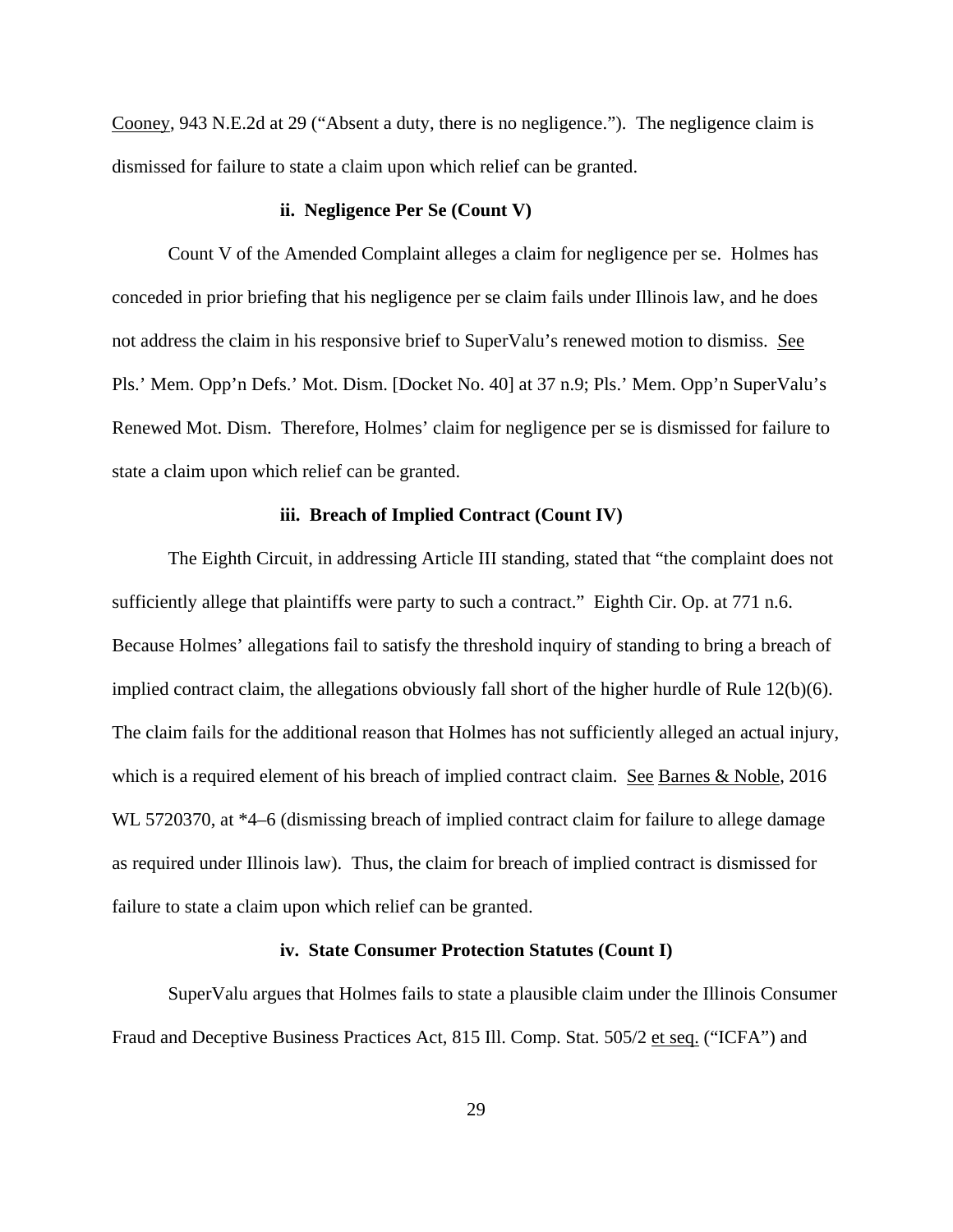Cooney, 943 N.E.2d at 29 ("Absent a duty, there is no negligence."). The negligence claim is dismissed for failure to state a claim upon which relief can be granted.

**ii. Negligence Per Se (Count V)**

Count V of the Amended Complaint alleges a claim for negligence per se. Holmes has conceded in prior briefing that his negligence per se claim fails under Illinois law, and he does not address the claim in his responsive brief to SuperValu's renewed motion to dismiss. See Pls.' Mem. Opp'n Defs.' Mot. Dism. [Docket No. 40] at 37 n.9; Pls.' Mem. Opp'n SuperValu's Renewed Mot. Dism. Therefore, Holmes' claim for negligence per se is dismissed for failure to state a claim upon which relief can be granted.

**iii. Breach of Implied Contract (Count IV)**

The Eighth Circuit, in addressing Article III standing, stated that "the complaint does not sufficiently allege that plaintiffs were party to such a contract." Eighth Cir. Op. at 771 n.6. Because Holmes' allegations fail to satisfy the threshold inquiry of standing to bring a breach of implied contract claim, the allegations obviously fall short of the higher hurdle of Rule 12(b)(6). The claim fails for the additional reason that Holmes has not sufficiently alleged an actual injury, which is a required element of his breach of implied contract claim. See Barnes & Noble, 2016 WL 5720370, at *4–6 (dismissing breach of implied contract claim for failure to allege damage as required under Illinois law). Thus, the claim for breach of implied contract is dismissed for failure to state a claim upon which relief can be granted.

**iv. State Consumer Protection Statutes (Count I)**

SuperValu argues that Holmes fails to state a plausible claim under the Illinois Consumer Fraud and Deceptive Business Practices Act, 815 Ill. Comp. Stat. 505/2 et seq. ("ICFA") and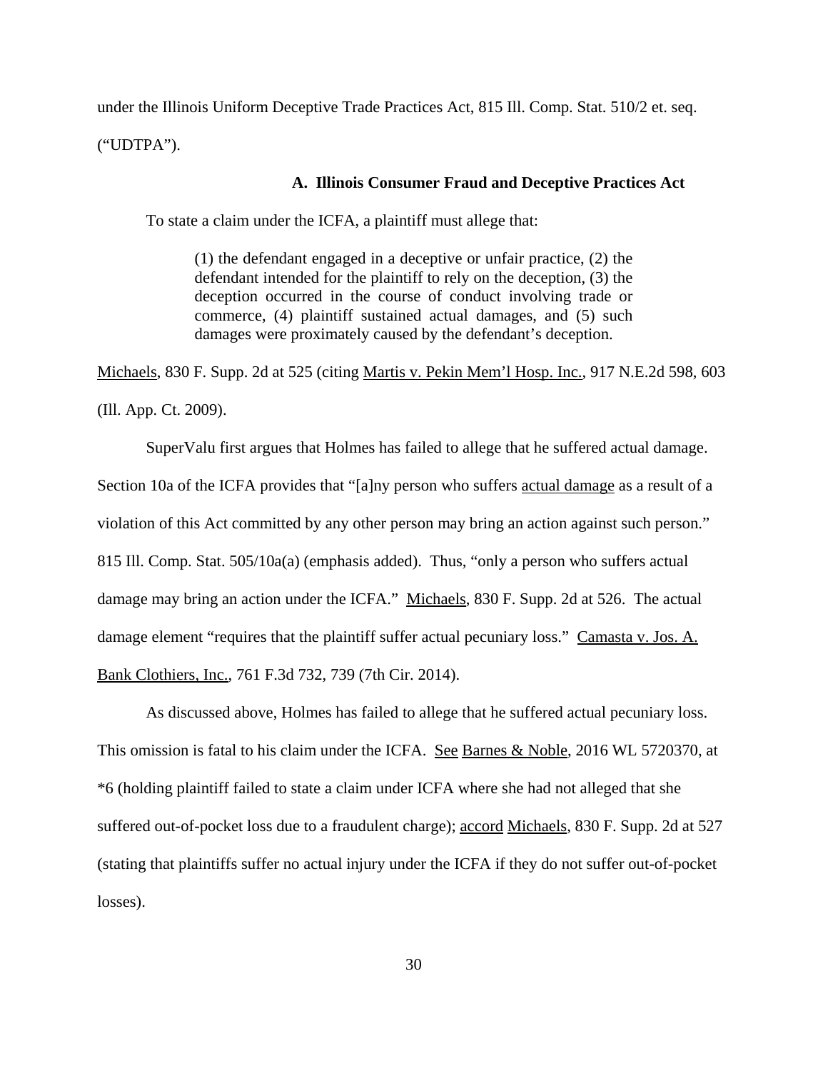under the Illinois Uniform Deceptive Trade Practices Act, 815 Ill. Comp. Stat. 510/2 et. seq. ("UDTPA").

### A. Illinois Consumer Fraud and Deceptive Practices Act

To state a claim under the ICFA, a plaintiff must allege that:

> (1) the defendant engaged in a deceptive or unfair practice, (2) the defendant intended for the plaintiff to rely on the deception, (3) the deception occurred in the course of conduct involving trade or commerce, (4) plaintiff sustained actual damages, and (5) such damages were proximately caused by the defendant's deception.

Michaels, 830 F. Supp. 2d at 525 (citing Martis v. Pekin Mem'l Hosp. Inc., 917 N.E.2d 598, 603 (Ill. App. Ct. 2009).

SuperValu first argues that Holmes has failed to allege that he suffered actual damage. Section 10a of the ICFA provides that "[a]ny person who suffers actual damage as a result of a violation of this Act committed by any other person may bring an action against such person." 815 Ill. Comp. Stat. 505/10a(a) (emphasis added). Thus, "only a person who suffers actual damage may bring an action under the ICFA." Michaels, 830 F. Supp. 2d at 526. The actual damage element "requires that the plaintiff suffer actual pecuniary loss." Camasta v. Jos. A. Bank Clothiers, Inc., 761 F.3d 732, 739 (7th Cir. 2014).

As discussed above, Holmes has failed to allege that he suffered actual pecuniary loss. This omission is fatal to his claim under the ICFA. See Barnes & Noble, 2016 WL 5720370, at *6 (holding plaintiff failed to state a claim under ICFA where she had not alleged that she suffered out-of-pocket loss due to a fraudulent charge); accord Michaels, 830 F. Supp. 2d at 527 (stating that plaintiffs suffer no actual injury under the ICFA if they do not suffer out-of-pocket losses).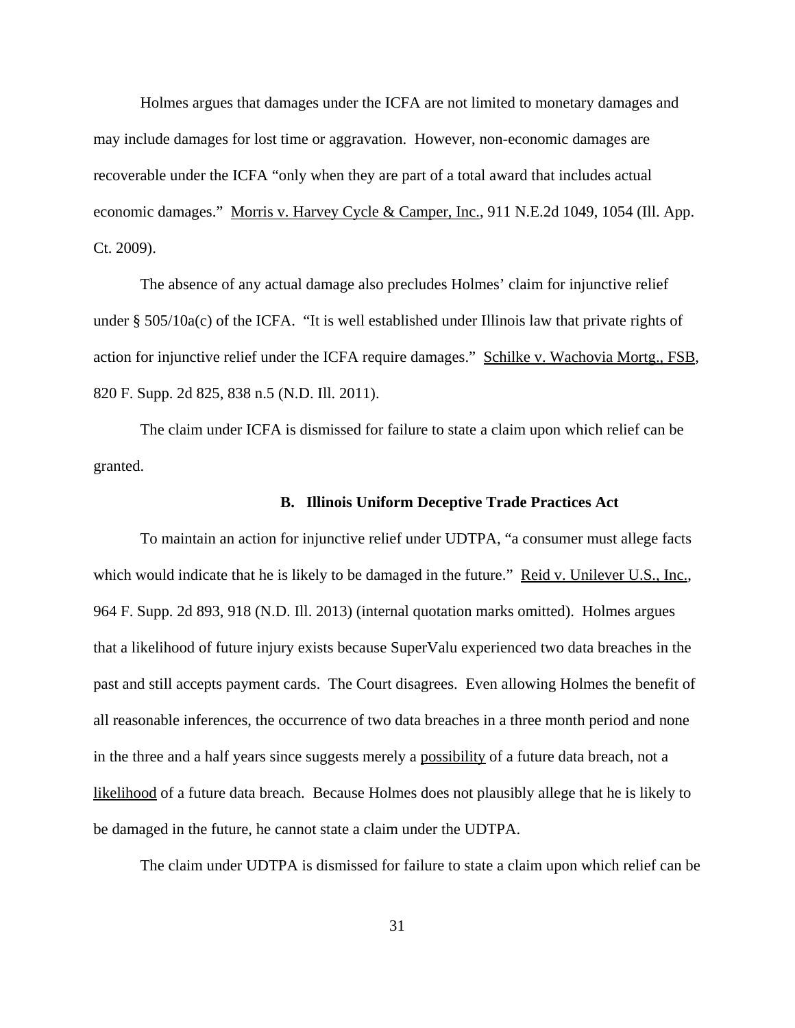Holmes argues that damages under the ICFA are not limited to monetary damages and may include damages for lost time or aggravation. However, non-economic damages are recoverable under the ICFA "only when they are part of a total award that includes actual economic damages." Morris v. Harvey Cycle & Camper, Inc., 911 N.E.2d 1049, 1054 (Ill. App. Ct. 2009).

The absence of any actual damage also precludes Holmes' claim for injunctive relief under § 505/10a(c) of the ICFA. "It is well established under Illinois law that private rights of action for injunctive relief under the ICFA require damages." Schilke v. Wachovia Mortg., FSB, 820 F. Supp. 2d 825, 838 n.5 (N.D. Ill. 2011).

The claim under ICFA is dismissed for failure to state a claim upon which relief can be granted.

### B. Illinois Uniform Deceptive Trade Practices Act

To maintain an action for injunctive relief under UDTPA, "a consumer must allege facts which would indicate that he is likely to be damaged in the future." Reid v. Unilever U.S., Inc., 964 F. Supp. 2d 893, 918 (N.D. Ill. 2013) (internal quotation marks omitted). Holmes argues that a likelihood of future injury exists because SuperValu experienced two data breaches in the past and still accepts payment cards. The Court disagrees. Even allowing Holmes the benefit of all reasonable inferences, the occurrence of two data breaches in a three month period and none in the three and a half years since suggests merely a possibility of a future data breach, not a likelihood of a future data breach. Because Holmes does not plausibly allege that he is likely to be damaged in the future, he cannot state a claim under the UDTPA.

The claim under UDTPA is dismissed for failure to state a claim upon which relief can be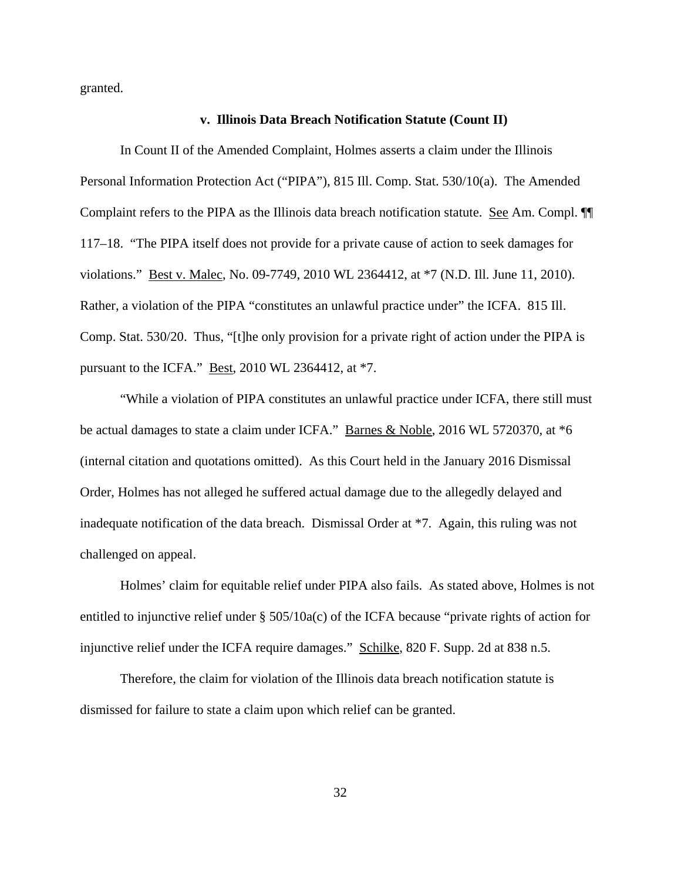granted.

### v. Illinois Data Breach Notification Statute (Count II)

In Count II of the Amended Complaint, Holmes asserts a claim under the Illinois Personal Information Protection Act ("PIPA"), 815 Ill. Comp. Stat. 530/10(a). The Amended Complaint refers to the PIPA as the Illinois data breach notification statute. See Am. Compl. ¶¶ 117–18. "The PIPA itself does not provide for a private cause of action to seek damages for violations." Best v. Malec, No. 09-7749, 2010 WL 2364412, at *7 (N.D. Ill. June 11, 2010). Rather, a violation of the PIPA "constitutes an unlawful practice under" the ICFA. 815 Ill. Comp. Stat. 530/20. Thus, "[t]he only provision for a private right of action under the PIPA is pursuant to the ICFA." Best, 2010 WL 2364412, at *7.

"While a violation of PIPA constitutes an unlawful practice under ICFA, there still must be actual damages to state a claim under ICFA." Barnes & Noble, 2016 WL 5720370, at *6 (internal citation and quotations omitted). As this Court held in the January 2016 Dismissal Order, Holmes has not alleged he suffered actual damage due to the allegedly delayed and inadequate notification of the data breach. Dismissal Order at *7. Again, this ruling was not challenged on appeal.

Holmes' claim for equitable relief under PIPA also fails. As stated above, Holmes is not entitled to injunctive relief under § 505/10a(c) of the ICFA because "private rights of action for injunctive relief under the ICFA require damages." Schilke, 820 F. Supp. 2d at 838 n.5.

Therefore, the claim for violation of the Illinois data breach notification statute is dismissed for failure to state a claim upon which relief can be granted.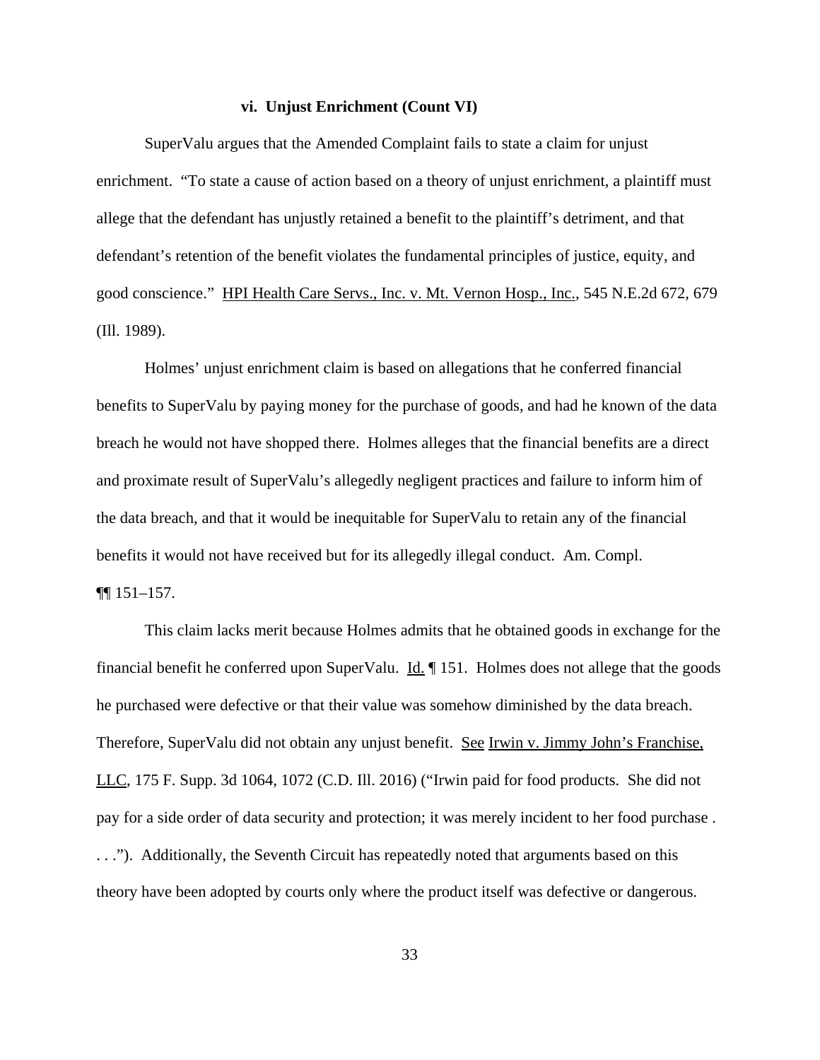### vi. Unjust Enrichment (Count VI)

SuperValu argues that the Amended Complaint fails to state a claim for unjust enrichment. "To state a cause of action based on a theory of unjust enrichment, a plaintiff must allege that the defendant has unjustly retained a benefit to the plaintiff's detriment, and that defendant's retention of the benefit violates the fundamental principles of justice, equity, and good conscience." HPI Health Care Servs., Inc. v. Mt. Vernon Hosp., Inc., 545 N.E.2d 672, 679 (Ill. 1989).

Holmes' unjust enrichment claim is based on allegations that he conferred financial benefits to SuperValu by paying money for the purchase of goods, and had he known of the data breach he would not have shopped there. Holmes alleges that the financial benefits are a direct and proximate result of SuperValu's allegedly negligent practices and failure to inform him of the data breach, and that it would be inequitable for SuperValu to retain any of the financial benefits it would not have received but for its allegedly illegal conduct. Am. Compl. ¶¶ 151–157.

This claim lacks merit because Holmes admits that he obtained goods in exchange for the financial benefit he conferred upon SuperValu. Id. ¶ 151. Holmes does not allege that the goods he purchased were defective or that their value was somehow diminished by the data breach. Therefore, SuperValu did not obtain any unjust benefit. See Irwin v. Jimmy John's Franchise, LLC, 175 F. Supp. 3d 1064, 1072 (C.D. Ill. 2016) ("Irwin paid for food products. She did not pay for a side order of data security and protection; it was merely incident to her food purchase . . . ."). Additionally, the Seventh Circuit has repeatedly noted that arguments based on this theory have been adopted by courts only where the product itself was defective or dangerous.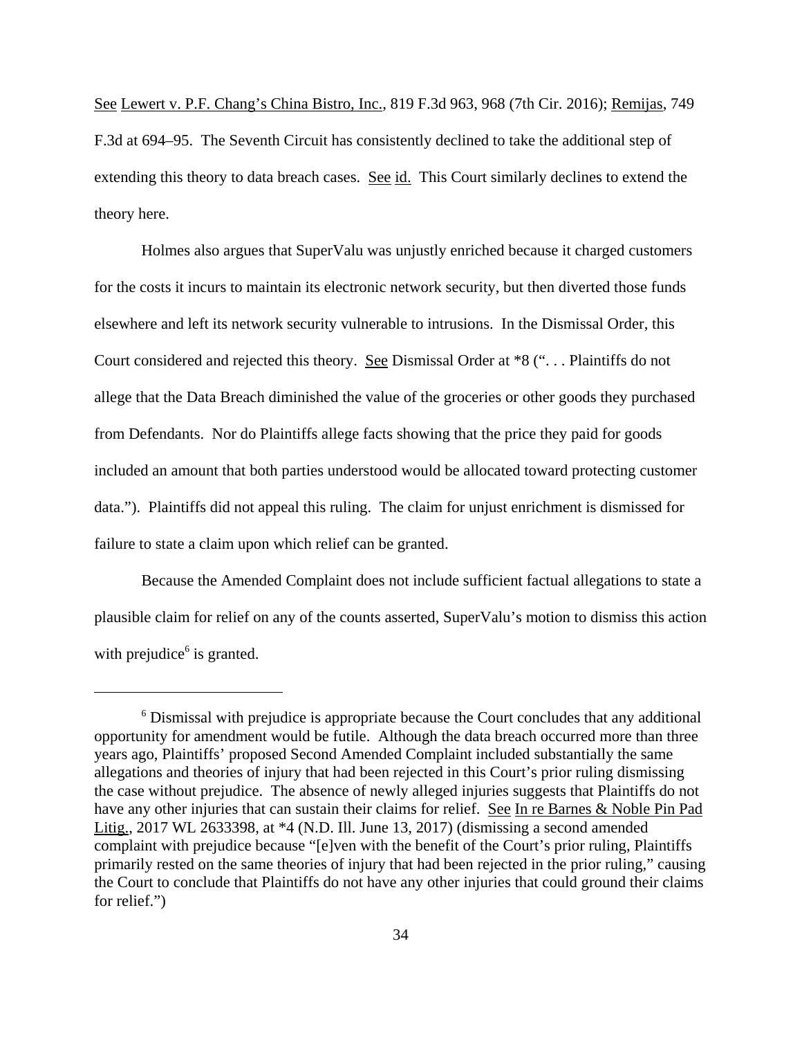See Lewert v. P.F. Chang's China Bistro, Inc., 819 F.3d 963, 968 (7th Cir. 2016); Remijas, 749 F.3d at 694–95. The Seventh Circuit has consistently declined to take the additional step of extending this theory to data breach cases. See id. This Court similarly declines to extend the theory here.

Holmes also argues that SuperValu was unjustly enriched because it charged customers for the costs it incurs to maintain its electronic network security, but then diverted those funds elsewhere and left its network security vulnerable to intrusions. In the Dismissal Order, this Court considered and rejected this theory. See Dismissal Order at *8 (". . . Plaintiffs do not allege that the Data Breach diminished the value of the groceries or other goods they purchased from Defendants. Nor do Plaintiffs allege facts showing that the price they paid for goods included an amount that both parties understood would be allocated toward protecting customer data."). Plaintiffs did not appeal this ruling. The claim for unjust enrichment is dismissed for failure to state a claim upon which relief can be granted.

Because the Amended Complaint does not include sufficient factual allegations to state a plausible claim for relief on any of the counts asserted, SuperValu's motion to dismiss this action with prejudice[6] is granted.

---

[6] Dismissal with prejudice is appropriate because the Court concludes that any additional opportunity for amendment would be futile. Although the data breach occurred more than three years ago, Plaintiffs' proposed Second Amended Complaint included substantially the same allegations and theories of injury that had been rejected in this Court's prior ruling dismissing the case without prejudice. The absence of newly alleged injuries suggests that Plaintiffs do not have any other injuries that can sustain their claims for relief. See In re Barnes & Noble Pin Pad Litig., 2017 WL 2633398, at *4 (N.D. Ill. June 13, 2017) (dismissing a second amended complaint with prejudice because "[e]ven with the benefit of the Court's prior ruling, Plaintiffs primarily rested on the same theories of injury that had been rejected in the prior ruling," causing the Court to conclude that Plaintiffs do not have any other injuries that could ground their claims for relief.")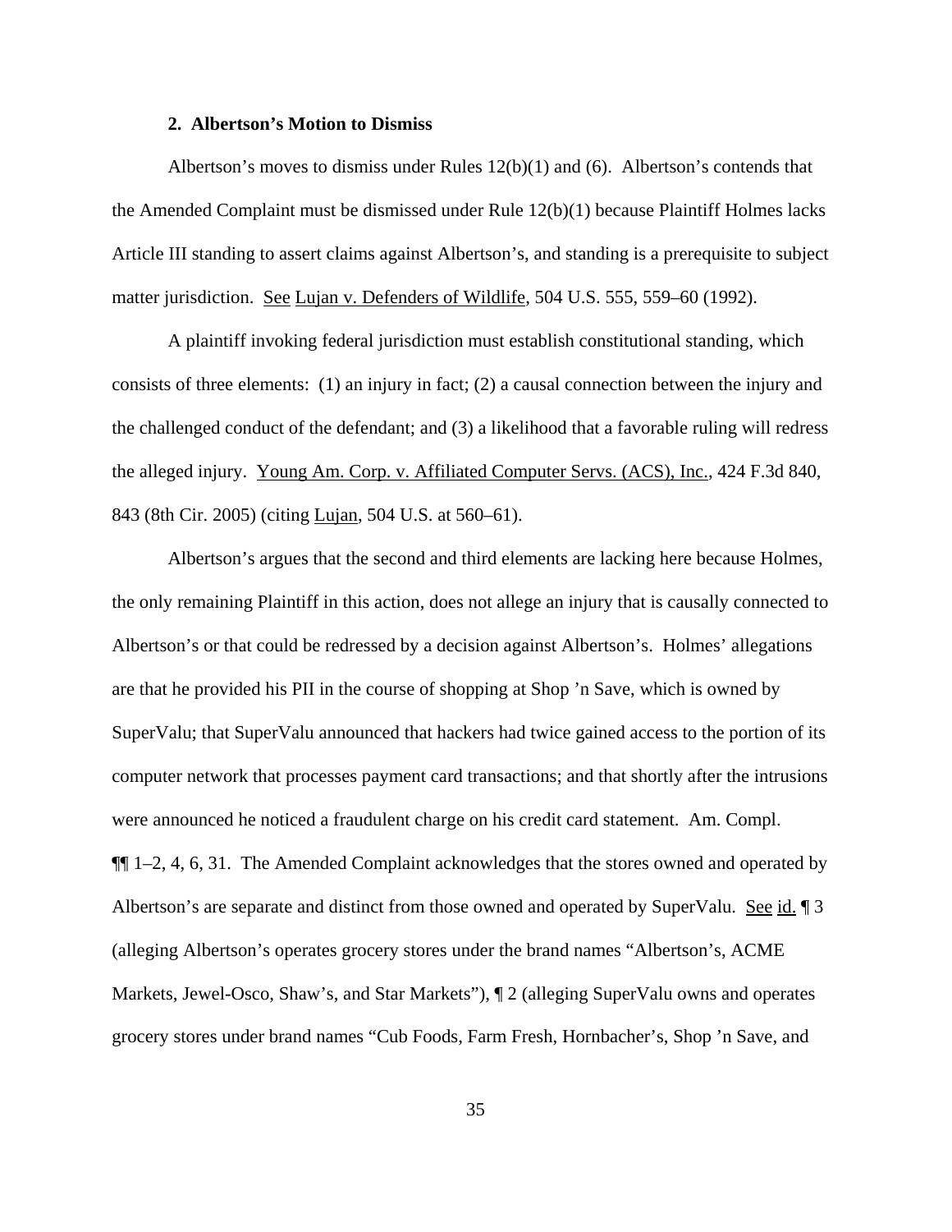### 2. Albertson's Motion to Dismiss

Albertson's moves to dismiss under Rules 12(b)(1) and (6). Albertson's contends that the Amended Complaint must be dismissed under Rule 12(b)(1) because Plaintiff Holmes lacks Article III standing to assert claims against Albertson's, and standing is a prerequisite to subject matter jurisdiction. See Lujan v. Defenders of Wildlife, 504 U.S. 555, 559–60 (1992).

A plaintiff invoking federal jurisdiction must establish constitutional standing, which consists of three elements: (1) an injury in fact; (2) a causal connection between the injury and the challenged conduct of the defendant; and (3) a likelihood that a favorable ruling will redress the alleged injury. Young Am. Corp. v. Affiliated Computer Servs. (ACS), Inc., 424 F.3d 840, 843 (8th Cir. 2005) (citing Lujan, 504 U.S. at 560–61).

Albertson's argues that the second and third elements are lacking here because Holmes, the only remaining Plaintiff in this action, does not allege an injury that is causally connected to Albertson's or that could be redressed by a decision against Albertson's. Holmes' allegations are that he provided his PII in the course of shopping at Shop 'n Save, which is owned by SuperValu; that SuperValu announced that hackers had twice gained access to the portion of its computer network that processes payment card transactions; and that shortly after the intrusions were announced he noticed a fraudulent charge on his credit card statement. Am. Compl. ¶¶ 1–2, 4, 6, 31. The Amended Complaint acknowledges that the stores owned and operated by Albertson's are separate and distinct from those owned and operated by SuperValu. See id. ¶ 3 (alleging Albertson's operates grocery stores under the brand names "Albertson's, ACME Markets, Jewel-Osco, Shaw's, and Star Markets"), ¶ 2 (alleging SuperValu owns and operates grocery stores under brand names "Cub Foods, Farm Fresh, Hornbacher's, Shop 'n Save, and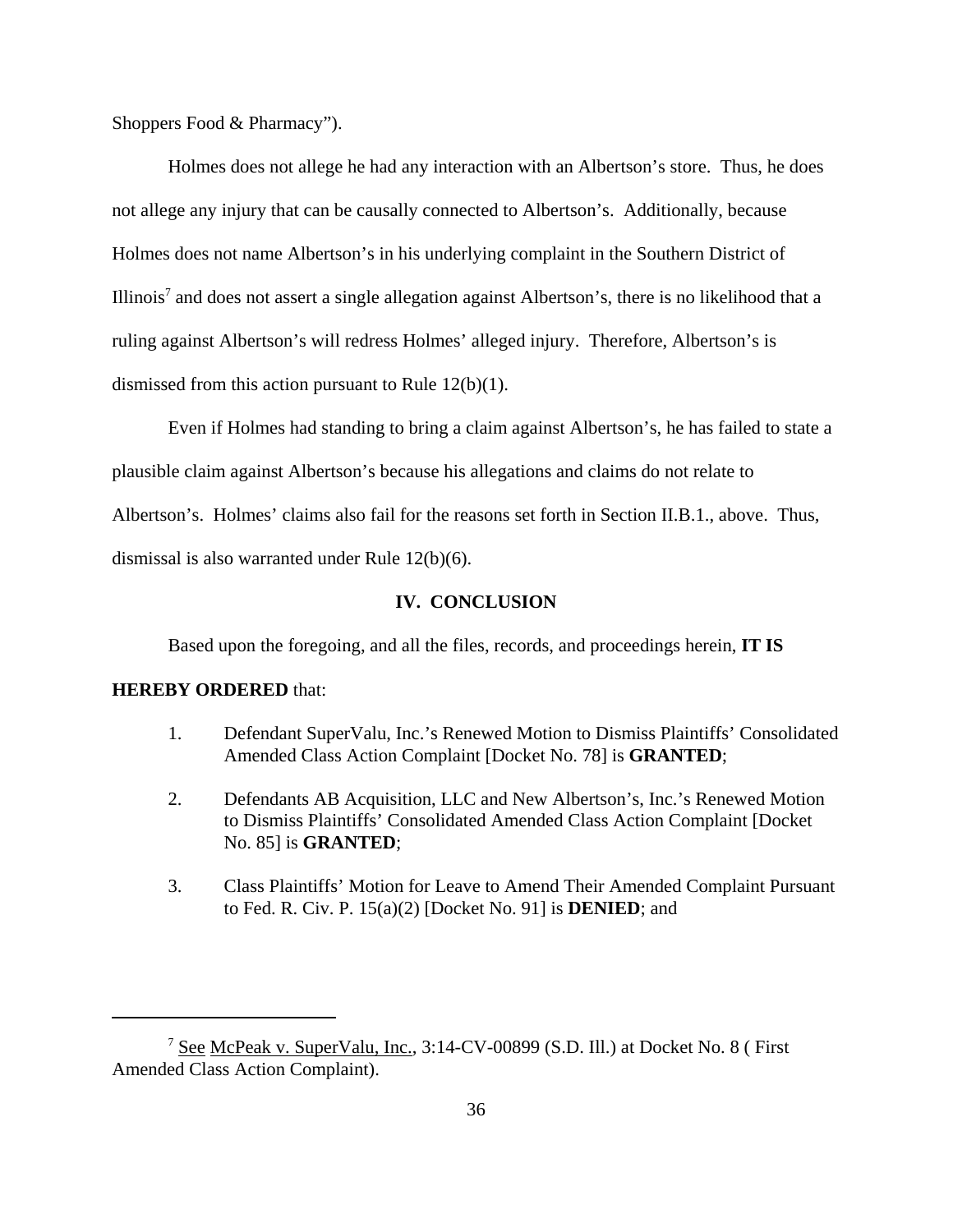Shoppers Food & Pharmacy").

Holmes does not allege he had any interaction with an Albertson's store. Thus, he does not allege any injury that can be causally connected to Albertson's. Additionally, because Holmes does not name Albertson's in his underlying complaint in the Southern District of Illinois[7] and does not assert a single allegation against Albertson's, there is no likelihood that a ruling against Albertson's will redress Holmes' alleged injury. Therefore, Albertson's is dismissed from this action pursuant to Rule 12(b)(1).

Even if Holmes had standing to bring a claim against Albertson's, he has failed to state a plausible claim against Albertson's because his allegations and claims do not relate to Albertson's. Holmes' claims also fail for the reasons set forth in Section II.B.1., above. Thus, dismissal is also warranted under Rule 12(b)(6).

## IV. CONCLUSION

Based upon the foregoing, and all the files, records, and proceedings herein, **IT IS HEREBY ORDERED** that:

1. Defendant SuperValu, Inc.'s Renewed Motion to Dismiss Plaintiffs' Consolidated Amended Class Action Complaint [Docket No. 78] is **GRANTED**;

2. Defendants AB Acquisition, LLC and New Albertson's, Inc.'s Renewed Motion to Dismiss Plaintiffs' Consolidated Amended Class Action Complaint [Docket No. 85] is **GRANTED**;

3. Class Plaintiffs' Motion for Leave to Amend Their Amended Complaint Pursuant to Fed. R. Civ. P. 15(a)(2) [Docket No. 91] is **DENIED**; and

---

[7] See McPeak v. SuperValu, Inc., 3:14-CV-00899 (S.D. Ill.) at Docket No. 8 ( First Amended Class Action Complaint).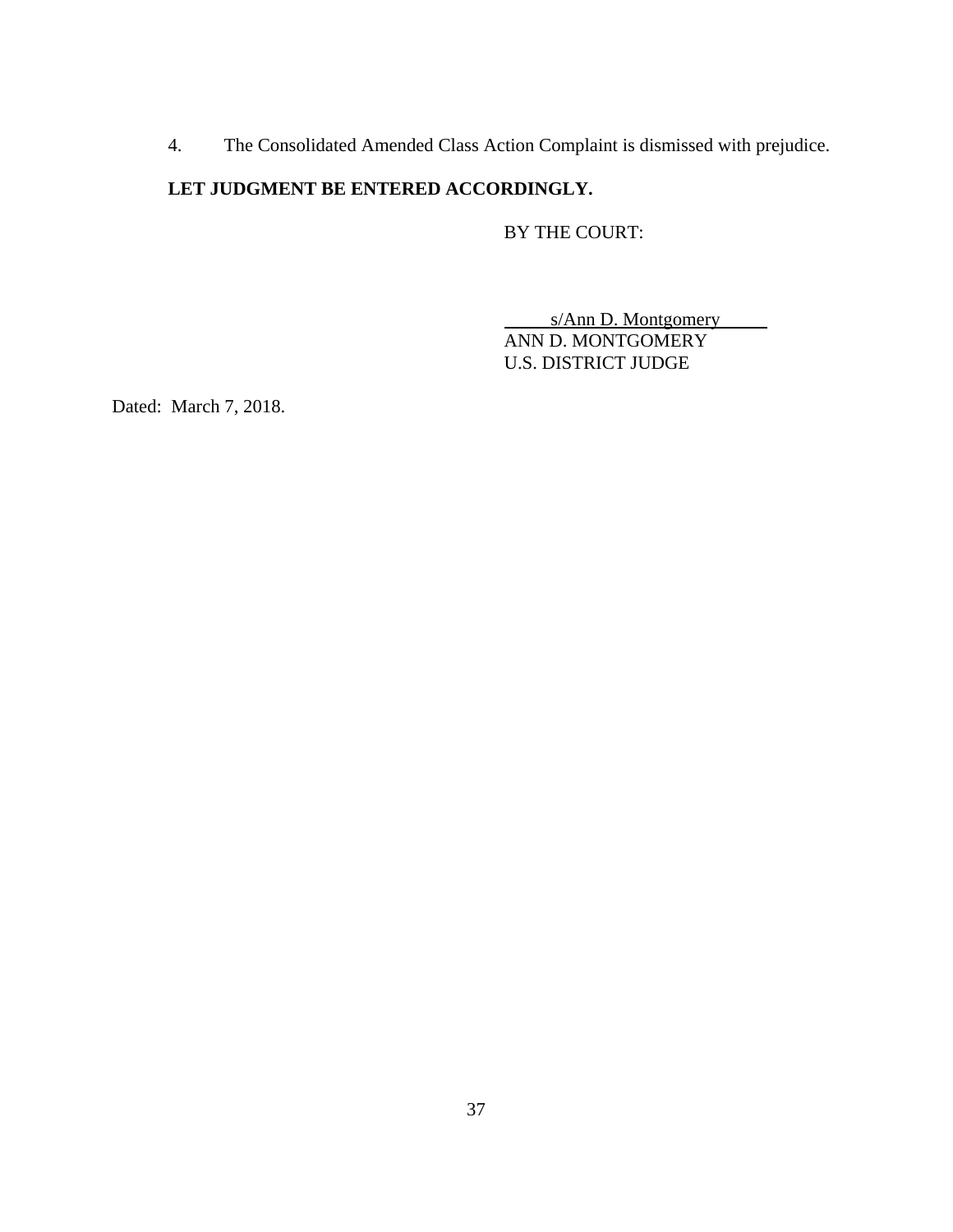4. The Consolidated Amended Class Action Complaint is dismissed with prejudice.

**LET JUDGMENT BE ENTERED ACCORDINGLY.**

BY THE COURT:

s/Ann D. Montgomery
ANN D. MONTGOMERY
U.S. DISTRICT JUDGE

Dated: March 7, 2018.